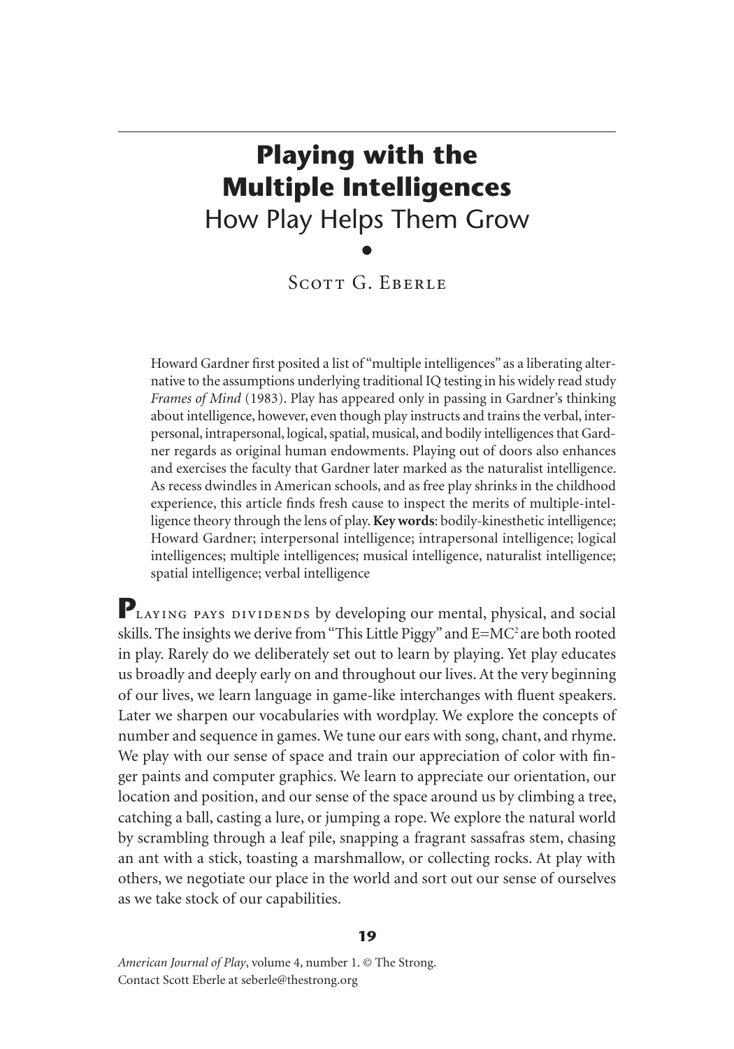# Playing with the Multiple Intelligences

## How Play Helps Them Grow

Scott G. Eberle

Howard Gardner first posited a list of "multiple intelligences" as a liberating alternative to the assumptions underlying traditional IQ testing in his widely read study *Frames of Mind* (1983). Play has appeared only in passing in Gardner's thinking about intelligence, however, even though play instructs and trains the verbal, interpersonal, intrapersonal, logical, spatial, musical, and bodily intelligences that Gardner regards as original human endowments. Playing out of doors also enhances and exercises the faculty that Gardner later marked as the naturalist intelligence. As recess dwindles in American schools, and as free play shrinks in the childhood experience, this article finds fresh cause to inspect the merits of multiple-intelligence theory through the lens of play. **Key words**: bodily-kinesthetic intelligence; Howard Gardner; interpersonal intelligence; intrapersonal intelligence; logical intelligences; multiple intelligences; musical intelligence, naturalist intelligence; spatial intelligence; verbal intelligence

**P**laying pays dividends by developing our mental, physical, and social skills. The insights we derive from "This Little Piggy" and $E=MC^2$ are both rooted in play. Rarely do we deliberately set out to learn by playing. Yet play educates us broadly and deeply early on and throughout our lives. At the very beginning of our lives, we learn language in game-like interchanges with fluent speakers. Later we sharpen our vocabularies with wordplay. We explore the concepts of number and sequence in games. We tune our ears with song, chant, and rhyme. We play with our sense of space and train our appreciation of color with finger paints and computer graphics. We learn to appreciate our orientation, our location and position, and our sense of the space around us by climbing a tree, catching a ball, casting a lure, or jumping a rope. We explore the natural world by scrambling through a leaf pile, snapping a fragrant sassafras stem, chasing an ant with a stick, toasting a marshmallow, or collecting rocks. At play with others, we negotiate our place in the world and sort out our sense of ourselves as we take stock of our capabilities.

*American Journal of Play*, volume 4, number 1. © The Strong.
Contact Scott Eberle at seberle@thestrong.org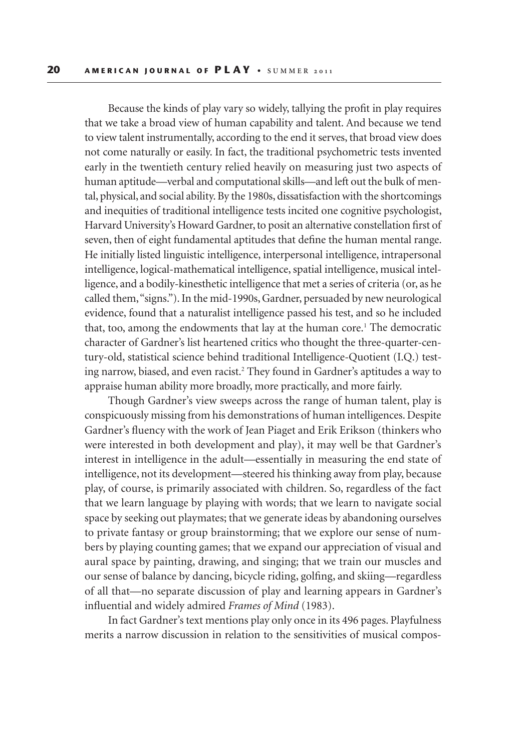Because the kinds of play vary so widely, tallying the profit in play requires that we take a broad view of human capability and talent. And because we tend to view talent instrumentally, according to the end it serves, that broad view does not come naturally or easily. In fact, the traditional psychometric tests invented early in the twentieth century relied heavily on measuring just two aspects of human aptitude—verbal and computational skills—and left out the bulk of mental, physical, and social ability. By the 1980s, dissatisfaction with the shortcomings and inequities of traditional intelligence tests incited one cognitive psychologist, Harvard University's Howard Gardner, to posit an alternative constellation first of seven, then of eight fundamental aptitudes that define the human mental range. He initially listed linguistic intelligence, interpersonal intelligence, intrapersonal intelligence, logical-mathematical intelligence, spatial intelligence, musical intelligence, and a bodily-kinesthetic intelligence that met a series of criteria (or, as he called them, "signs."). In the mid-1990s, Gardner, persuaded by new neurological evidence, found that a naturalist intelligence passed his test, and so he included that, too, among the endowments that lay at the human core.[1] The democratic character of Gardner's list heartened critics who thought the three-quarter-century-old, statistical science behind traditional Intelligence-Quotient (I.Q.) testing narrow, biased, and even racist.[2] They found in Gardner's aptitudes a way to appraise human ability more broadly, more practically, and more fairly.

Though Gardner's view sweeps across the range of human talent, play is conspicuously missing from his demonstrations of human intelligences. Despite Gardner's fluency with the work of Jean Piaget and Erik Erikson (thinkers who were interested in both development and play), it may well be that Gardner's interest in intelligence in the adult—essentially in measuring the end state of intelligence, not its development—steered his thinking away from play, because play, of course, is primarily associated with children. So, regardless of the fact that we learn language by playing with words; that we learn to navigate social space by seeking out playmates; that we generate ideas by abandoning ourselves to private fantasy or group brainstorming; that we explore our sense of numbers by playing counting games; that we expand our appreciation of visual and aural space by painting, drawing, and singing; that we train our muscles and our sense of balance by dancing, bicycle riding, golfing, and skiing—regardless of all that—no separate discussion of play and learning appears in Gardner's influential and widely admired *Frames of Mind* (1983).

In fact Gardner's text mentions play only once in its 496 pages. Playfulness merits a narrow discussion in relation to the sensitivities of musical compos-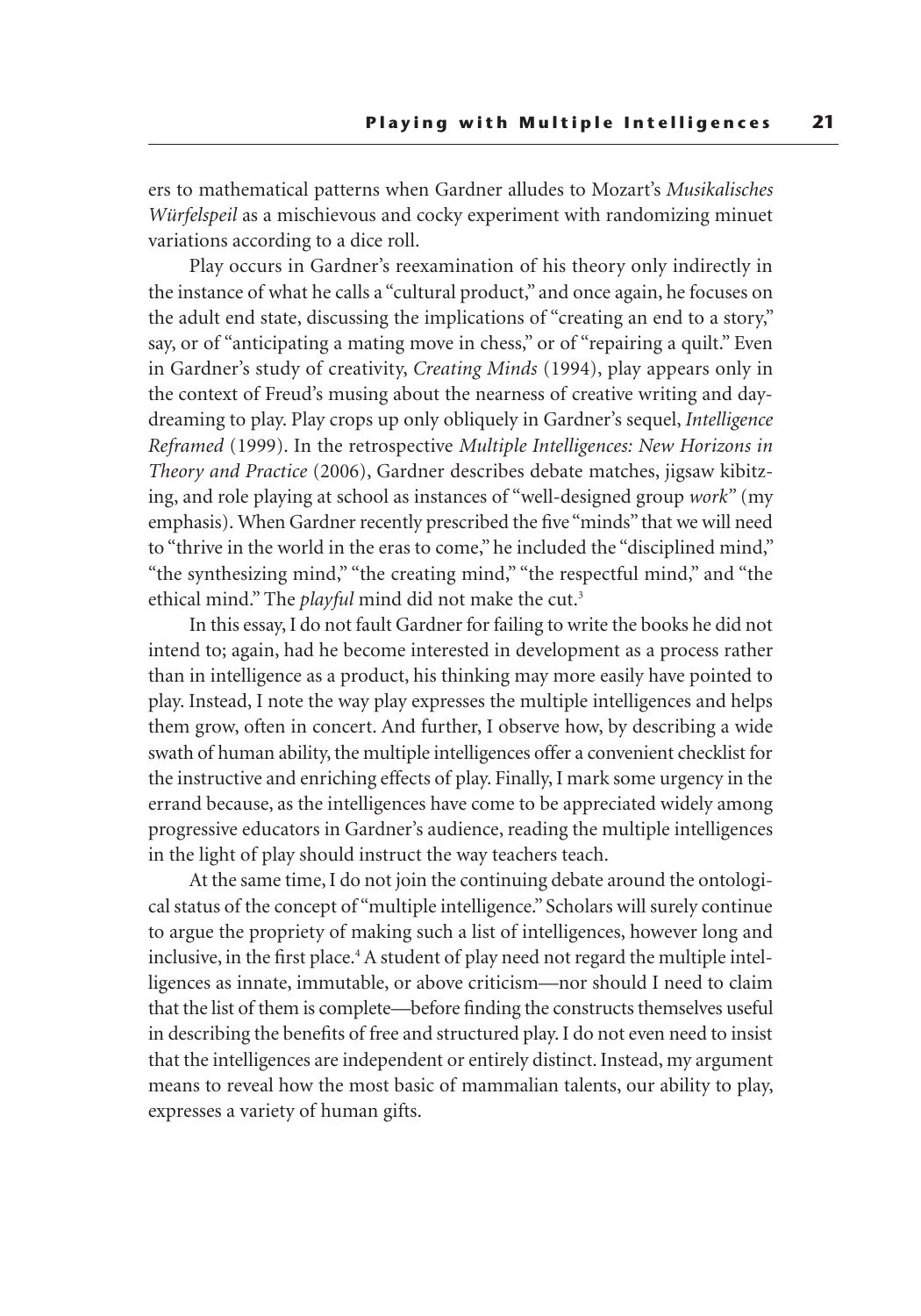ers to mathematical patterns when Gardner alludes to Mozart's *Musikalisches Würfelspeil* as a mischievous and cocky experiment with randomizing minuet variations according to a dice roll.

Play occurs in Gardner's reexamination of his theory only indirectly in the instance of what he calls a "cultural product," and once again, he focuses on the adult end state, discussing the implications of "creating an end to a story," say, or of "anticipating a mating move in chess," or of "repairing a quilt." Even in Gardner's study of creativity, *Creating Minds* (1994), play appears only in the context of Freud's musing about the nearness of creative writing and daydreaming to play. Play crops up only obliquely in Gardner's sequel, *Intelligence Reframed* (1999). In the retrospective *Multiple Intelligences: New Horizons in Theory and Practice* (2006), Gardner describes debate matches, jigsaw kibitzing, and role playing at school as instances of "well-designed group *work*" (my emphasis). When Gardner recently prescribed the five "minds" that we will need to "thrive in the world in the eras to come," he included the "disciplined mind," "the synthesizing mind," "the creating mind," "the respectful mind," and "the ethical mind." The *playful* mind did not make the cut.[3]

In this essay, I do not fault Gardner for failing to write the books he did not intend to; again, had he become interested in development as a process rather than in intelligence as a product, his thinking may more easily have pointed to play. Instead, I note the way play expresses the multiple intelligences and helps them grow, often in concert. And further, I observe how, by describing a wide swath of human ability, the multiple intelligences offer a convenient checklist for the instructive and enriching effects of play. Finally, I mark some urgency in the errand because, as the intelligences have come to be appreciated widely among progressive educators in Gardner's audience, reading the multiple intelligences in the light of play should instruct the way teachers teach.

At the same time, I do not join the continuing debate around the ontological status of the concept of "multiple intelligence." Scholars will surely continue to argue the propriety of making such a list of intelligences, however long and inclusive, in the first place.[4] A student of play need not regard the multiple intelligences as innate, immutable, or above criticism—nor should I need to claim that the list of them is complete—before finding the constructs themselves useful in describing the benefits of free and structured play. I do not even need to insist that the intelligences are independent or entirely distinct. Instead, my argument means to reveal how the most basic of mammalian talents, our ability to play, expresses a variety of human gifts.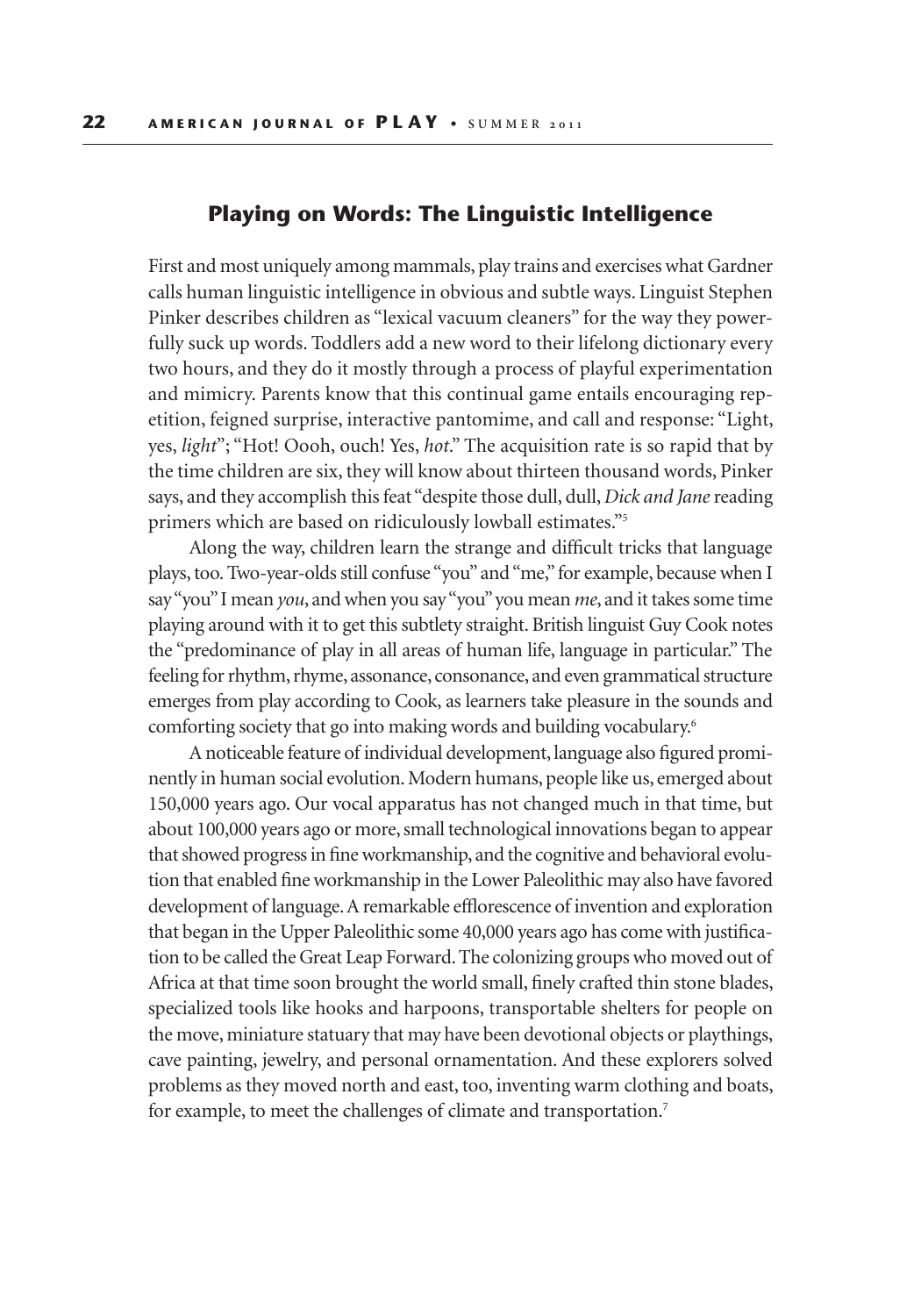## Playing on Words: The Linguistic Intelligence

First and most uniquely among mammals, play trains and exercises what Gardner calls human linguistic intelligence in obvious and subtle ways. Linguist Stephen Pinker describes children as "lexical vacuum cleaners" for the way they powerfully suck up words. Toddlers add a new word to their lifelong dictionary every two hours, and they do it mostly through a process of playful experimentation and mimicry. Parents know that this continual game entails encouraging repetition, feigned surprise, interactive pantomime, and call and response: "Light, yes, *light*"; "Hot! Oooh, ouch! Yes, *hot*." The acquisition rate is so rapid that by the time children are six, they will know about thirteen thousand words, Pinker says, and they accomplish this feat "despite those dull, dull, *Dick and Jane* reading primers which are based on ridiculously lowball estimates."[5]

Along the way, children learn the strange and difficult tricks that language plays, too. Two-year-olds still confuse "you" and "me," for example, because when I say "you" I mean *you*, and when you say "you" you mean *me*, and it takes some time playing around with it to get this subtlety straight. British linguist Guy Cook notes the "predominance of play in all areas of human life, language in particular." The feeling for rhythm, rhyme, assonance, consonance, and even grammatical structure emerges from play according to Cook, as learners take pleasure in the sounds and comforting society that go into making words and building vocabulary.[6]

A noticeable feature of individual development, language also figured prominently in human social evolution. Modern humans, people like us, emerged about 150,000 years ago. Our vocal apparatus has not changed much in that time, but about 100,000 years ago or more, small technological innovations began to appear that showed progress in fine workmanship, and the cognitive and behavioral evolution that enabled fine workmanship in the Lower Paleolithic may also have favored development of language. A remarkable efflorescence of invention and exploration that began in the Upper Paleolithic some 40,000 years ago has come with justification to be called the Great Leap Forward. The colonizing groups who moved out of Africa at that time soon brought the world small, finely crafted thin stone blades, specialized tools like hooks and harpoons, transportable shelters for people on the move, miniature statuary that may have been devotional objects or playthings, cave painting, jewelry, and personal ornamentation. And these explorers solved problems as they moved north and east, too, inventing warm clothing and boats, for example, to meet the challenges of climate and transportation.[7]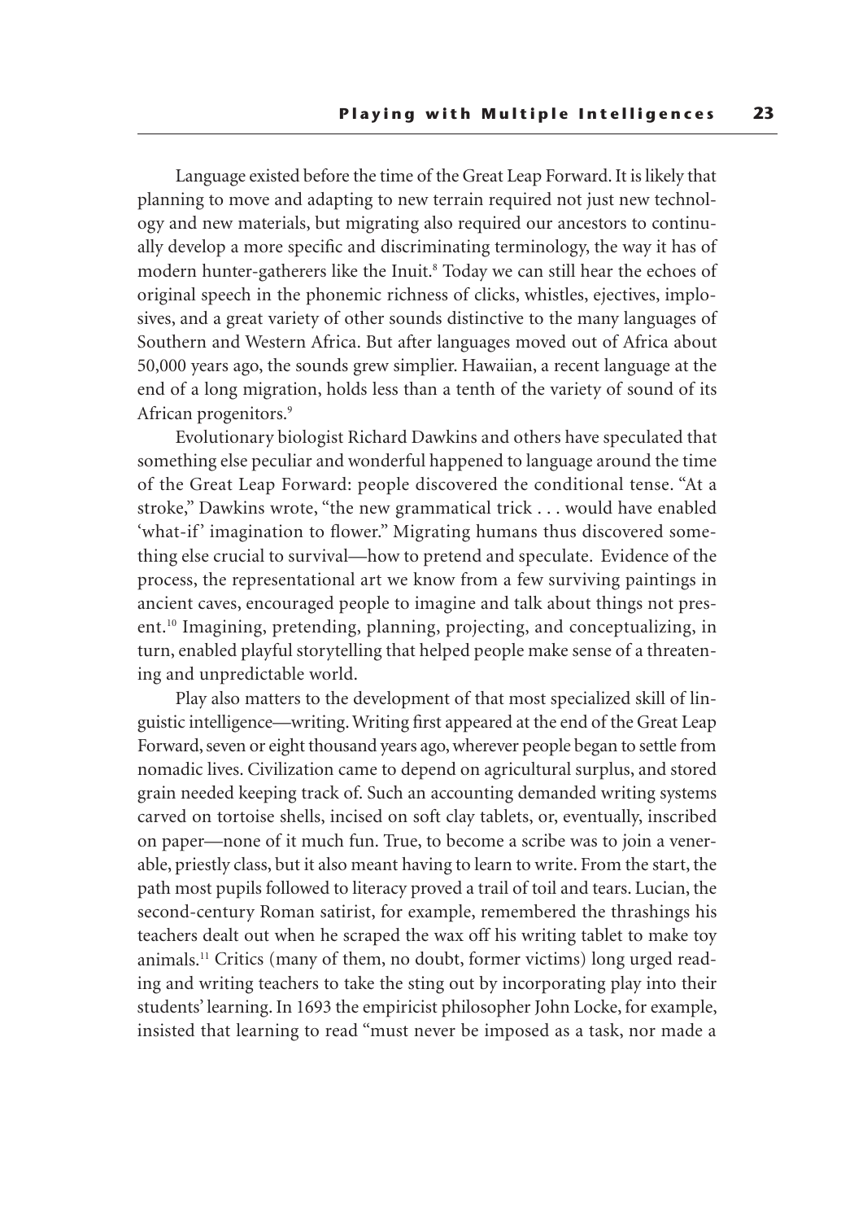Language existed before the time of the Great Leap Forward. It is likely that planning to move and adapting to new terrain required not just new technology and new materials, but migrating also required our ancestors to continually develop a more specific and discriminating terminology, the way it has of modern hunter-gatherers like the Inuit.[8] Today we can still hear the echoes of original speech in the phonemic richness of clicks, whistles, ejectives, implosives, and a great variety of other sounds distinctive to the many languages of Southern and Western Africa. But after languages moved out of Africa about 50,000 years ago, the sounds grew simplier. Hawaiian, a recent language at the end of a long migration, holds less than a tenth of the variety of sound of its African progenitors.[9]

Evolutionary biologist Richard Dawkins and others have speculated that something else peculiar and wonderful happened to language around the time of the Great Leap Forward: people discovered the conditional tense. "At a stroke," Dawkins wrote, "the new grammatical trick . . . would have enabled 'what-if' imagination to flower." Migrating humans thus discovered something else crucial to survival—how to pretend and speculate. Evidence of the process, the representational art we know from a few surviving paintings in ancient caves, encouraged people to imagine and talk about things not present.[10] Imagining, pretending, planning, projecting, and conceptualizing, in turn, enabled playful storytelling that helped people make sense of a threatening and unpredictable world.

Play also matters to the development of that most specialized skill of linguistic intelligence—writing. Writing first appeared at the end of the Great Leap Forward, seven or eight thousand years ago, wherever people began to settle from nomadic lives. Civilization came to depend on agricultural surplus, and stored grain needed keeping track of. Such an accounting demanded writing systems carved on tortoise shells, incised on soft clay tablets, or, eventually, inscribed on paper—none of it much fun. True, to become a scribe was to join a venerable, priestly class, but it also meant having to learn to write. From the start, the path most pupils followed to literacy proved a trail of toil and tears. Lucian, the second-century Roman satirist, for example, remembered the thrashings his teachers dealt out when he scraped the wax off his writing tablet to make toy animals.[11] Critics (many of them, no doubt, former victims) long urged reading and writing teachers to take the sting out by incorporating play into their students' learning. In 1693 the empiricist philosopher John Locke, for example, insisted that learning to read "must never be imposed as a task, nor made a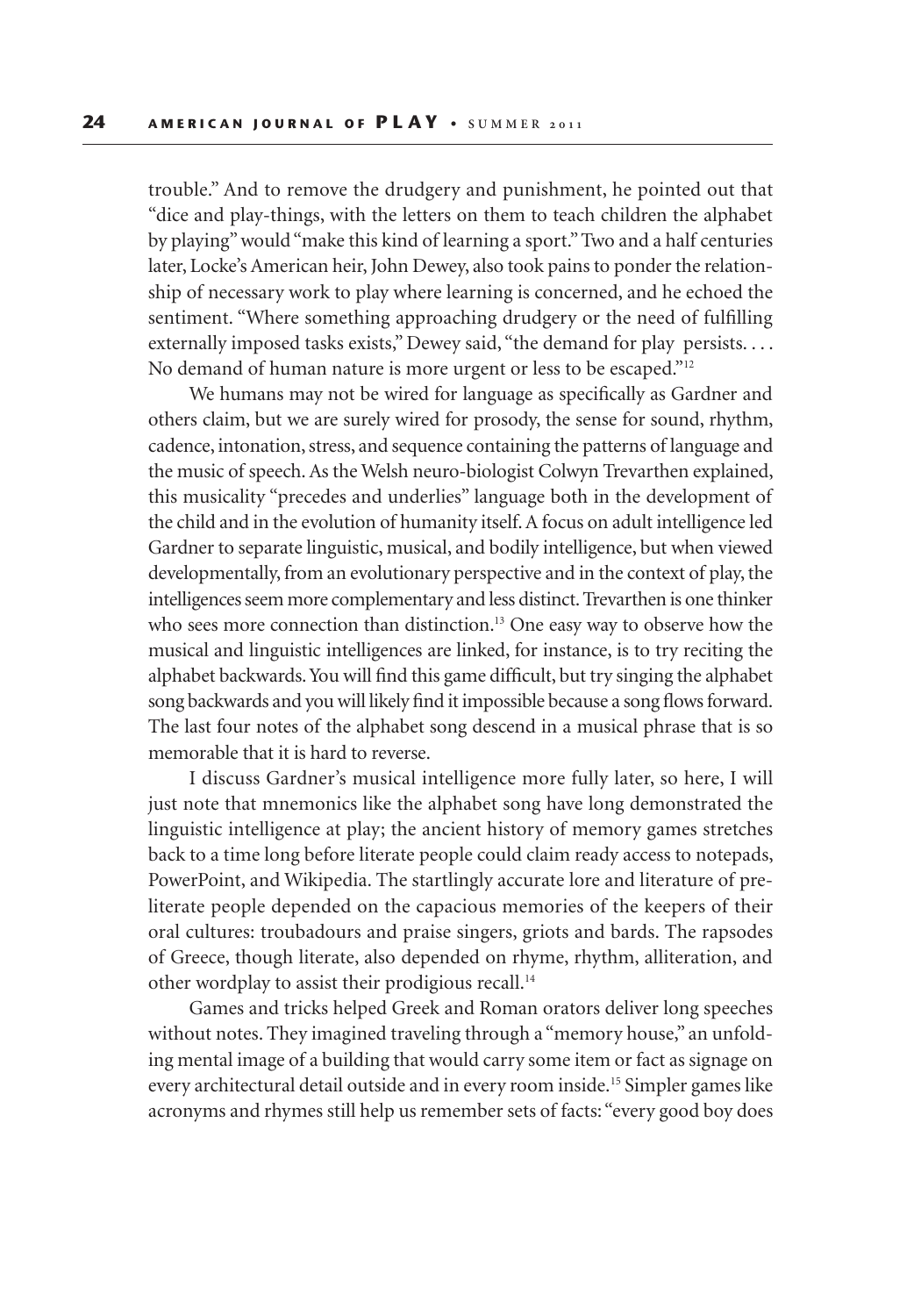trouble." And to remove the drudgery and punishment, he pointed out that "dice and play-things, with the letters on them to teach children the alphabet by playing" would "make this kind of learning a sport." Two and a half centuries later, Locke's American heir, John Dewey, also took pains to ponder the relationship of necessary work to play where learning is concerned, and he echoed the sentiment. "Where something approaching drudgery or the need of fulfilling externally imposed tasks exists," Dewey said, "the demand for play persists. . . . No demand of human nature is more urgent or less to be escaped."[12]

We humans may not be wired for language as specifically as Gardner and others claim, but we are surely wired for prosody, the sense for sound, rhythm, cadence, intonation, stress, and sequence containing the patterns of language and the music of speech. As the Welsh neuro-biologist Colwyn Trevarthen explained, this musicality "precedes and underlies" language both in the development of the child and in the evolution of humanity itself. A focus on adult intelligence led Gardner to separate linguistic, musical, and bodily intelligence, but when viewed developmentally, from an evolutionary perspective and in the context of play, the intelligences seem more complementary and less distinct. Trevarthen is one thinker who sees more connection than distinction.[13] One easy way to observe how the musical and linguistic intelligences are linked, for instance, is to try reciting the alphabet backwards. You will find this game difficult, but try singing the alphabet song backwards and you will likely find it impossible because a song flows forward. The last four notes of the alphabet song descend in a musical phrase that is so memorable that it is hard to reverse.

I discuss Gardner's musical intelligence more fully later, so here, I will just note that mnemonics like the alphabet song have long demonstrated the linguistic intelligence at play; the ancient history of memory games stretches back to a time long before literate people could claim ready access to notepads, PowerPoint, and Wikipedia. The startlingly accurate lore and literature of preliterate people depended on the capacious memories of the keepers of their oral cultures: troubadours and praise singers, griots and bards. The rapsodes of Greece, though literate, also depended on rhyme, rhythm, alliteration, and other wordplay to assist their prodigious recall.[14]

Games and tricks helped Greek and Roman orators deliver long speeches without notes. They imagined traveling through a "memory house," an unfolding mental image of a building that would carry some item or fact as signage on every architectural detail outside and in every room inside.[15] Simpler games like acronyms and rhymes still help us remember sets of facts: "every good boy does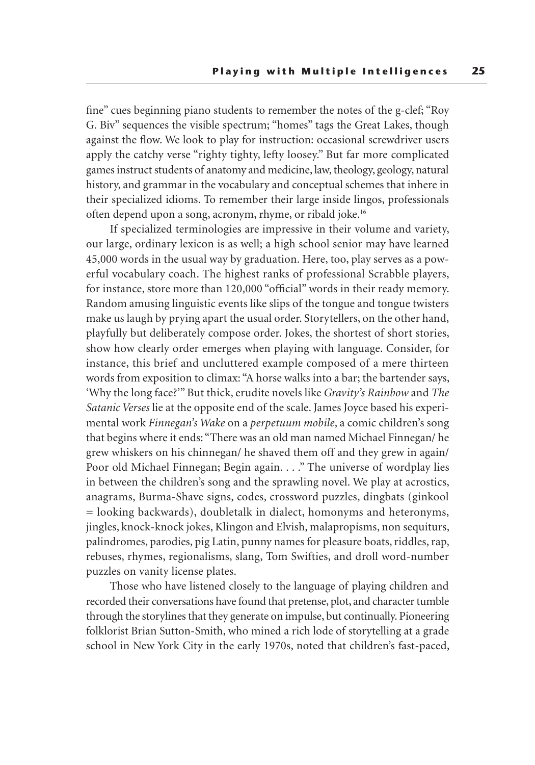fine" cues beginning piano students to remember the notes of the g-clef; "Roy G. Biv" sequences the visible spectrum; "homes" tags the Great Lakes, though against the flow. We look to play for instruction: occasional screwdriver users apply the catchy verse "righty tighty, lefty loosey." But far more complicated games instruct students of anatomy and medicine, law, theology, geology, natural history, and grammar in the vocabulary and conceptual schemes that inhere in their specialized idioms. To remember their large inside lingos, professionals often depend upon a song, acronym, rhyme, or ribald joke.[16]

If specialized terminologies are impressive in their volume and variety, our large, ordinary lexicon is as well; a high school senior may have learned 45,000 words in the usual way by graduation. Here, too, play serves as a powerful vocabulary coach. The highest ranks of professional Scrabble players, for instance, store more than 120,000 "official" words in their ready memory. Random amusing linguistic events like slips of the tongue and tongue twisters make us laugh by prying apart the usual order. Storytellers, on the other hand, playfully but deliberately compose order. Jokes, the shortest of short stories, show how clearly order emerges when playing with language. Consider, for instance, this brief and uncluttered example composed of a mere thirteen words from exposition to climax: "A horse walks into a bar; the bartender says, 'Why the long face?'" But thick, erudite novels like *Gravity's Rainbow* and *The Satanic Verses* lie at the opposite end of the scale. James Joyce based his experimental work *Finnegan's Wake* on a *perpetuum mobile*, a comic children's song that begins where it ends: "There was an old man named Michael Finnegan/ he grew whiskers on his chinnegan/ he shaved them off and they grew in again/ Poor old Michael Finnegan; Begin again. . . ." The universe of wordplay lies in between the children's song and the sprawling novel. We play at acrostics, anagrams, Burma-Shave signs, codes, crossword puzzles, dingbats (ginkool = looking backwards), doubletalk in dialect, homonyms and heteronyms, jingles, knock-knock jokes, Klingon and Elvish, malapropisms, non sequiturs, palindromes, parodies, pig Latin, punny names for pleasure boats, riddles, rap, rebuses, rhymes, regionalisms, slang, Tom Swifties, and droll word-number puzzles on vanity license plates.

Those who have listened closely to the language of playing children and recorded their conversations have found that pretense, plot, and character tumble through the storylines that they generate on impulse, but continually. Pioneering folklorist Brian Sutton-Smith, who mined a rich lode of storytelling at a grade school in New York City in the early 1970s, noted that children's fast-paced,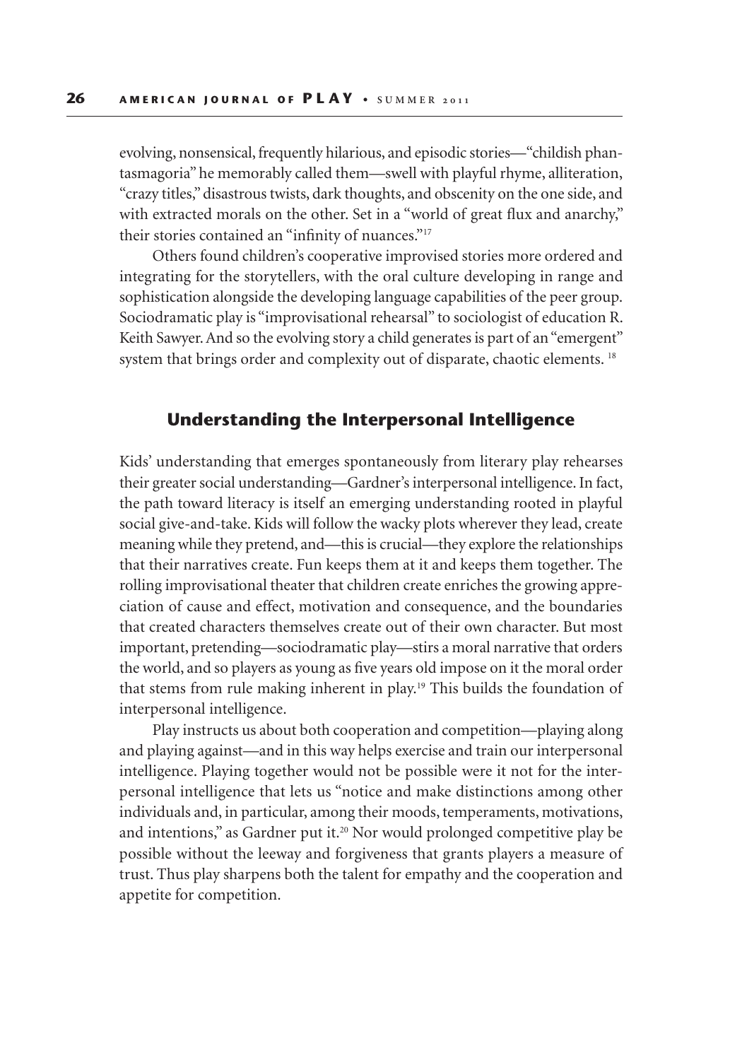evolving, nonsensical, frequently hilarious, and episodic stories—"childish phantasmagoria" he memorably called them—swell with playful rhyme, alliteration, "crazy titles," disastrous twists, dark thoughts, and obscenity on the one side, and with extracted morals on the other. Set in a "world of great flux and anarchy," their stories contained an "infinity of nuances."[17]

Others found children's cooperative improvised stories more ordered and integrating for the storytellers, with the oral culture developing in range and sophistication alongside the developing language capabilities of the peer group. Sociodramatic play is "improvisational rehearsal" to sociologist of education R. Keith Sawyer. And so the evolving story a child generates is part of an "emergent" system that brings order and complexity out of disparate, chaotic elements. [18]

## Understanding the Interpersonal Intelligence

Kids' understanding that emerges spontaneously from literary play rehearses their greater social understanding—Gardner's interpersonal intelligence. In fact, the path toward literacy is itself an emerging understanding rooted in playful social give-and-take. Kids will follow the wacky plots wherever they lead, create meaning while they pretend, and—this is crucial—they explore the relationships that their narratives create. Fun keeps them at it and keeps them together. The rolling improvisational theater that children create enriches the growing appreciation of cause and effect, motivation and consequence, and the boundaries that created characters themselves create out of their own character. But most important, pretending—sociodramatic play—stirs a moral narrative that orders the world, and so players as young as five years old impose on it the moral order that stems from rule making inherent in play.[19] This builds the foundation of interpersonal intelligence.

Play instructs us about both cooperation and competition—playing along and playing against—and in this way helps exercise and train our interpersonal intelligence. Playing together would not be possible were it not for the interpersonal intelligence that lets us "notice and make distinctions among other individuals and, in particular, among their moods, temperaments, motivations, and intentions," as Gardner put it.[20] Nor would prolonged competitive play be possible without the leeway and forgiveness that grants players a measure of trust. Thus play sharpens both the talent for empathy and the cooperation and appetite for competition.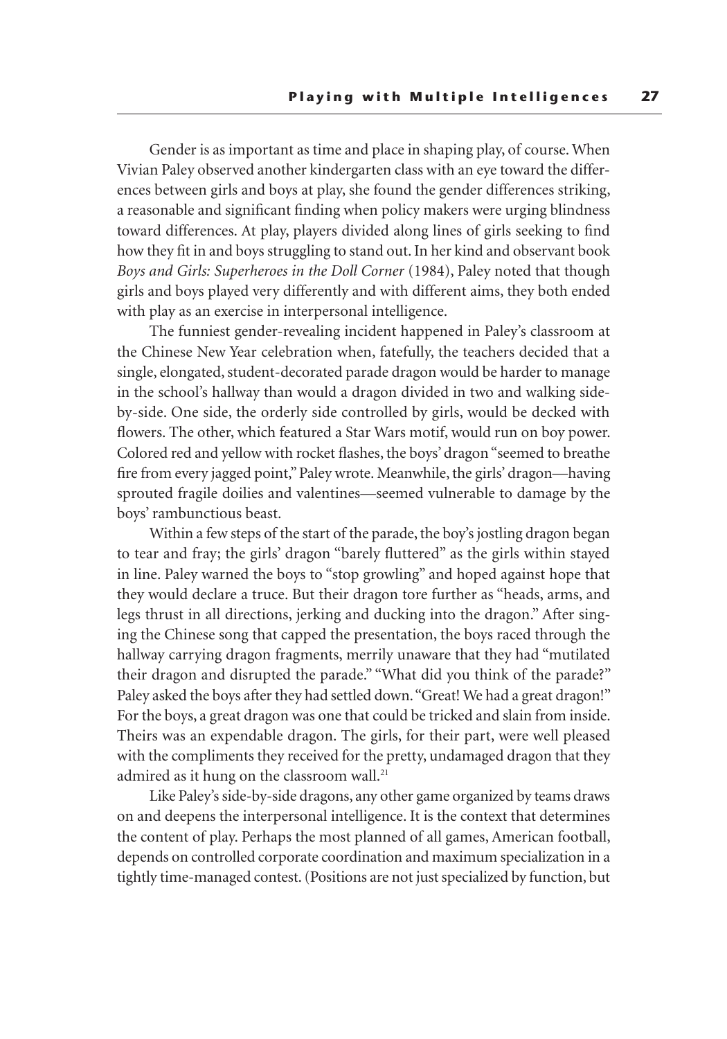Gender is as important as time and place in shaping play, of course. When Vivian Paley observed another kindergarten class with an eye toward the differences between girls and boys at play, she found the gender differences striking, a reasonable and significant finding when policy makers were urging blindness toward differences. At play, players divided along lines of girls seeking to find how they fit in and boys struggling to stand out. In her kind and observant book *Boys and Girls: Superheroes in the Doll Corner* (1984), Paley noted that though girls and boys played very differently and with different aims, they both ended with play as an exercise in interpersonal intelligence.

The funniest gender-revealing incident happened in Paley's classroom at the Chinese New Year celebration when, fatefully, the teachers decided that a single, elongated, student-decorated parade dragon would be harder to manage in the school's hallway than would a dragon divided in two and walking side-by-side. One side, the orderly side controlled by girls, would be decked with flowers. The other, which featured a Star Wars motif, would run on boy power. Colored red and yellow with rocket flashes, the boys' dragon "seemed to breathe fire from every jagged point," Paley wrote. Meanwhile, the girls' dragon—having sprouted fragile doilies and valentines—seemed vulnerable to damage by the boys' rambunctious beast.

Within a few steps of the start of the parade, the boy's jostling dragon began to tear and fray; the girls' dragon "barely fluttered" as the girls within stayed in line. Paley warned the boys to "stop growling" and hoped against hope that they would declare a truce. But their dragon tore further as "heads, arms, and legs thrust in all directions, jerking and ducking into the dragon." After singing the Chinese song that capped the presentation, the boys raced through the hallway carrying dragon fragments, merrily unaware that they had "mutilated their dragon and disrupted the parade." "What did you think of the parade?" Paley asked the boys after they had settled down. "Great! We had a great dragon!" For the boys, a great dragon was one that could be tricked and slain from inside. Theirs was an expendable dragon. The girls, for their part, were well pleased with the compliments they received for the pretty, undamaged dragon that they admired as it hung on the classroom wall.[21]

Like Paley's side-by-side dragons, any other game organized by teams draws on and deepens the interpersonal intelligence. It is the context that determines the content of play. Perhaps the most planned of all games, American football, depends on controlled corporate coordination and maximum specialization in a tightly time-managed contest. (Positions are not just specialized by function, but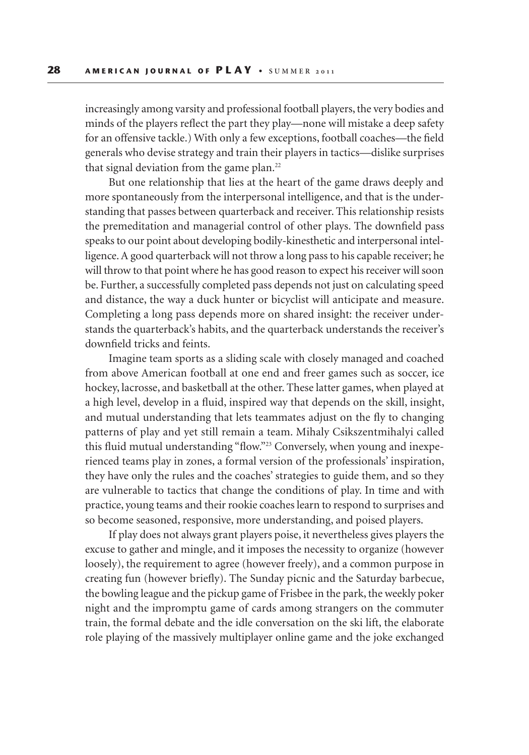increasingly among varsity and professional football players, the very bodies and minds of the players reflect the part they play—none will mistake a deep safety for an offensive tackle.) With only a few exceptions, football coaches—the field generals who devise strategy and train their players in tactics—dislike surprises that signal deviation from the game plan.[22]

But one relationship that lies at the heart of the game draws deeply and more spontaneously from the interpersonal intelligence, and that is the understanding that passes between quarterback and receiver. This relationship resists the premeditation and managerial control of other plays. The downfield pass speaks to our point about developing bodily-kinesthetic and interpersonal intelligence. A good quarterback will not throw a long pass to his capable receiver; he will throw to that point where he has good reason to expect his receiver will soon be. Further, a successfully completed pass depends not just on calculating speed and distance, the way a duck hunter or bicyclist will anticipate and measure. Completing a long pass depends more on shared insight: the receiver understands the quarterback's habits, and the quarterback understands the receiver's downfield tricks and feints.

Imagine team sports as a sliding scale with closely managed and coached from above American football at one end and freer games such as soccer, ice hockey, lacrosse, and basketball at the other. These latter games, when played at a high level, develop in a fluid, inspired way that depends on the skill, insight, and mutual understanding that lets teammates adjust on the fly to changing patterns of play and yet still remain a team. Mihaly Csikszentmihalyi called this fluid mutual understanding "flow."[23] Conversely, when young and inexperienced teams play in zones, a formal version of the professionals' inspiration, they have only the rules and the coaches' strategies to guide them, and so they are vulnerable to tactics that change the conditions of play. In time and with practice, young teams and their rookie coaches learn to respond to surprises and so become seasoned, responsive, more understanding, and poised players.

If play does not always grant players poise, it nevertheless gives players the excuse to gather and mingle, and it imposes the necessity to organize (however loosely), the requirement to agree (however freely), and a common purpose in creating fun (however briefly). The Sunday picnic and the Saturday barbecue, the bowling league and the pickup game of Frisbee in the park, the weekly poker night and the impromptu game of cards among strangers on the commuter train, the formal debate and the idle conversation on the ski lift, the elaborate role playing of the massively multiplayer online game and the joke exchanged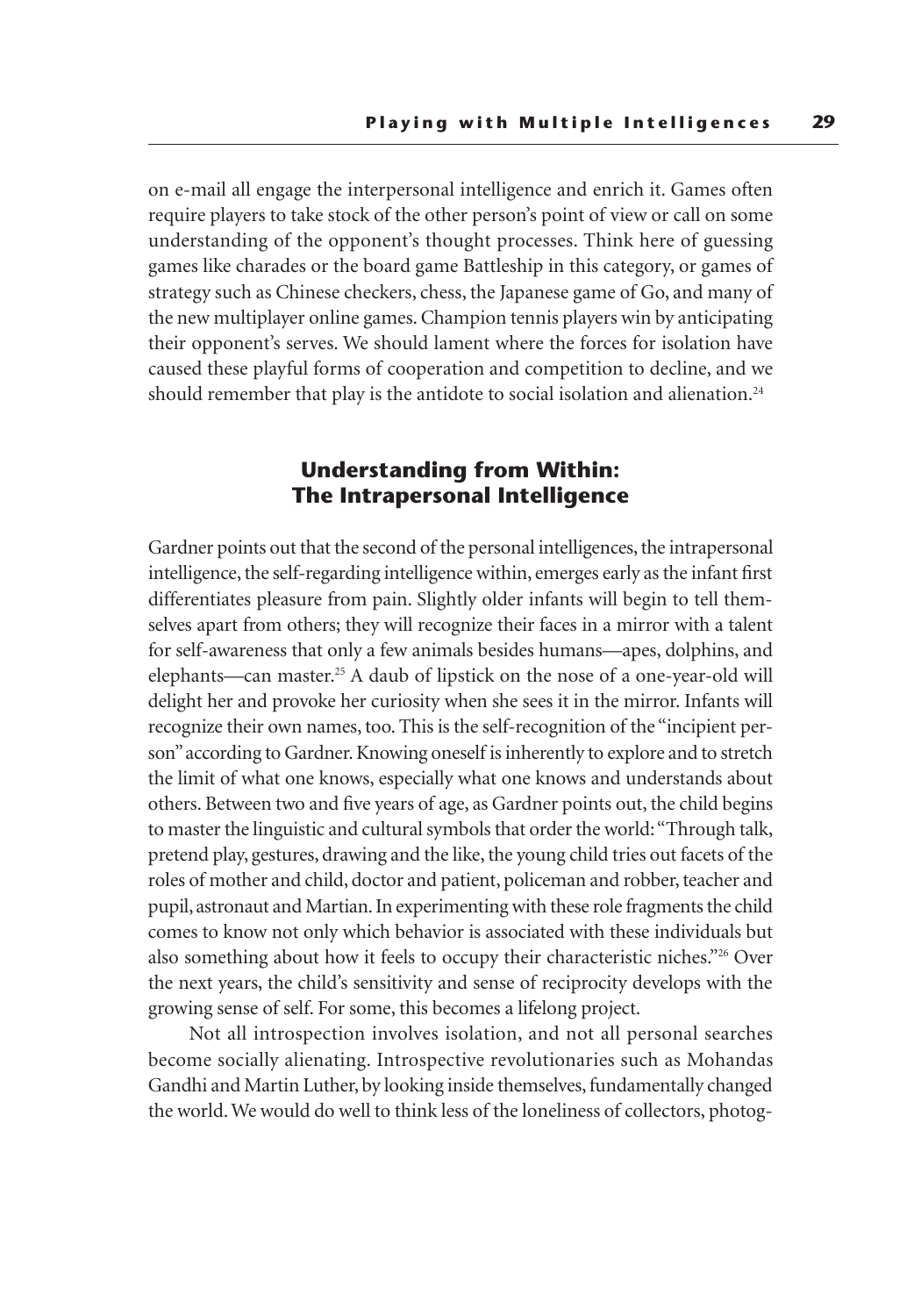on e-mail all engage the interpersonal intelligence and enrich it. Games often require players to take stock of the other person's point of view or call on some understanding of the opponent's thought processes. Think here of guessing games like charades or the board game Battleship in this category, or games of strategy such as Chinese checkers, chess, the Japanese game of Go, and many of the new multiplayer online games. Champion tennis players win by anticipating their opponent's serves. We should lament where the forces for isolation have caused these playful forms of cooperation and competition to decline, and we should remember that play is the antidote to social isolation and alienation.[24]

## Understanding from Within: The Intrapersonal Intelligence

Gardner points out that the second of the personal intelligences, the intrapersonal intelligence, the self-regarding intelligence within, emerges early as the infant first differentiates pleasure from pain. Slightly older infants will begin to tell themselves apart from others; they will recognize their faces in a mirror with a talent for self-awareness that only a few animals besides humans—apes, dolphins, and elephants—can master.[25] A daub of lipstick on the nose of a one-year-old will delight her and provoke her curiosity when she sees it in the mirror. Infants will recognize their own names, too. This is the self-recognition of the "incipient person" according to Gardner. Knowing oneself is inherently to explore and to stretch the limit of what one knows, especially what one knows and understands about others. Between two and five years of age, as Gardner points out, the child begins to master the linguistic and cultural symbols that order the world: "Through talk, pretend play, gestures, drawing and the like, the young child tries out facets of the roles of mother and child, doctor and patient, policeman and robber, teacher and pupil, astronaut and Martian. In experimenting with these role fragments the child comes to know not only which behavior is associated with these individuals but also something about how it feels to occupy their characteristic niches."[26] Over the next years, the child's sensitivity and sense of reciprocity develops with the growing sense of self. For some, this becomes a lifelong project.

Not all introspection involves isolation, and not all personal searches become socially alienating. Introspective revolutionaries such as Mohandas Gandhi and Martin Luther, by looking inside themselves, fundamentally changed the world. We would do well to think less of the loneliness of collectors, photog-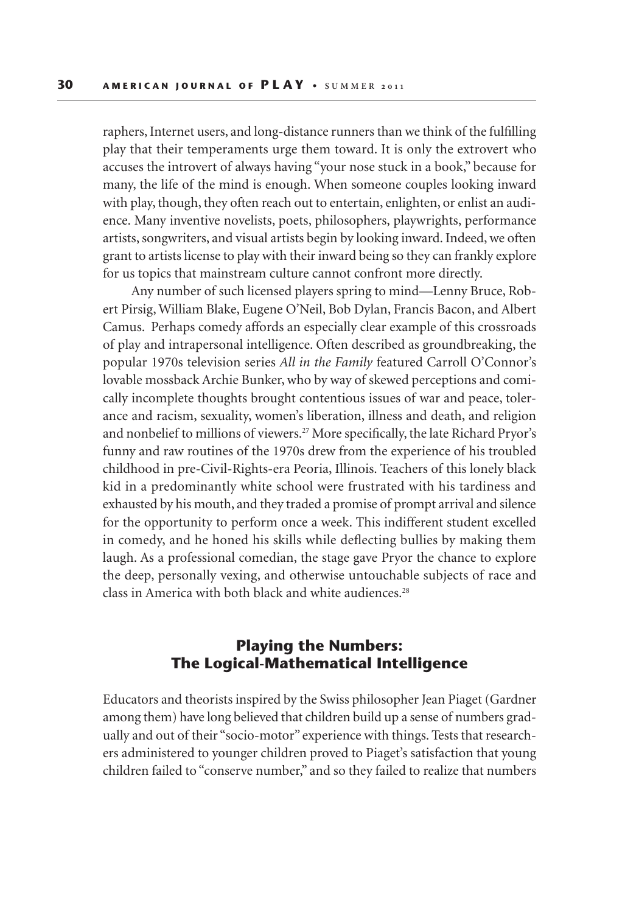raphers, Internet users, and long-distance runners than we think of the fulfilling play that their temperaments urge them toward. It is only the extrovert who accuses the introvert of always having "your nose stuck in a book," because for many, the life of the mind is enough. When someone couples looking inward with play, though, they often reach out to entertain, enlighten, or enlist an audience. Many inventive novelists, poets, philosophers, playwrights, performance artists, songwriters, and visual artists begin by looking inward. Indeed, we often grant to artists license to play with their inward being so they can frankly explore for us topics that mainstream culture cannot confront more directly.

Any number of such licensed players spring to mind—Lenny Bruce, Robert Pirsig, William Blake, Eugene O'Neil, Bob Dylan, Francis Bacon, and Albert Camus. Perhaps comedy affords an especially clear example of this crossroads of play and intrapersonal intelligence. Often described as groundbreaking, the popular 1970s television series *All in the Family* featured Carroll O'Connor's lovable mossback Archie Bunker, who by way of skewed perceptions and comically incomplete thoughts brought contentious issues of war and peace, tolerance and racism, sexuality, women's liberation, illness and death, and religion and nonbelief to millions of viewers.[27] More specifically, the late Richard Pryor's funny and raw routines of the 1970s drew from the experience of his troubled childhood in pre-Civil-Rights-era Peoria, Illinois. Teachers of this lonely black kid in a predominantly white school were frustrated with his tardiness and exhausted by his mouth, and they traded a promise of prompt arrival and silence for the opportunity to perform once a week. This indifferent student excelled in comedy, and he honed his skills while deflecting bullies by making them laugh. As a professional comedian, the stage gave Pryor the chance to explore the deep, personally vexing, and otherwise untouchable subjects of race and class in America with both black and white audiences.[28]

## Playing the Numbers: The Logical-Mathematical Intelligence

Educators and theorists inspired by the Swiss philosopher Jean Piaget (Gardner among them) have long believed that children build up a sense of numbers gradually and out of their "socio-motor" experience with things. Tests that researchers administered to younger children proved to Piaget's satisfaction that young children failed to "conserve number," and so they failed to realize that numbers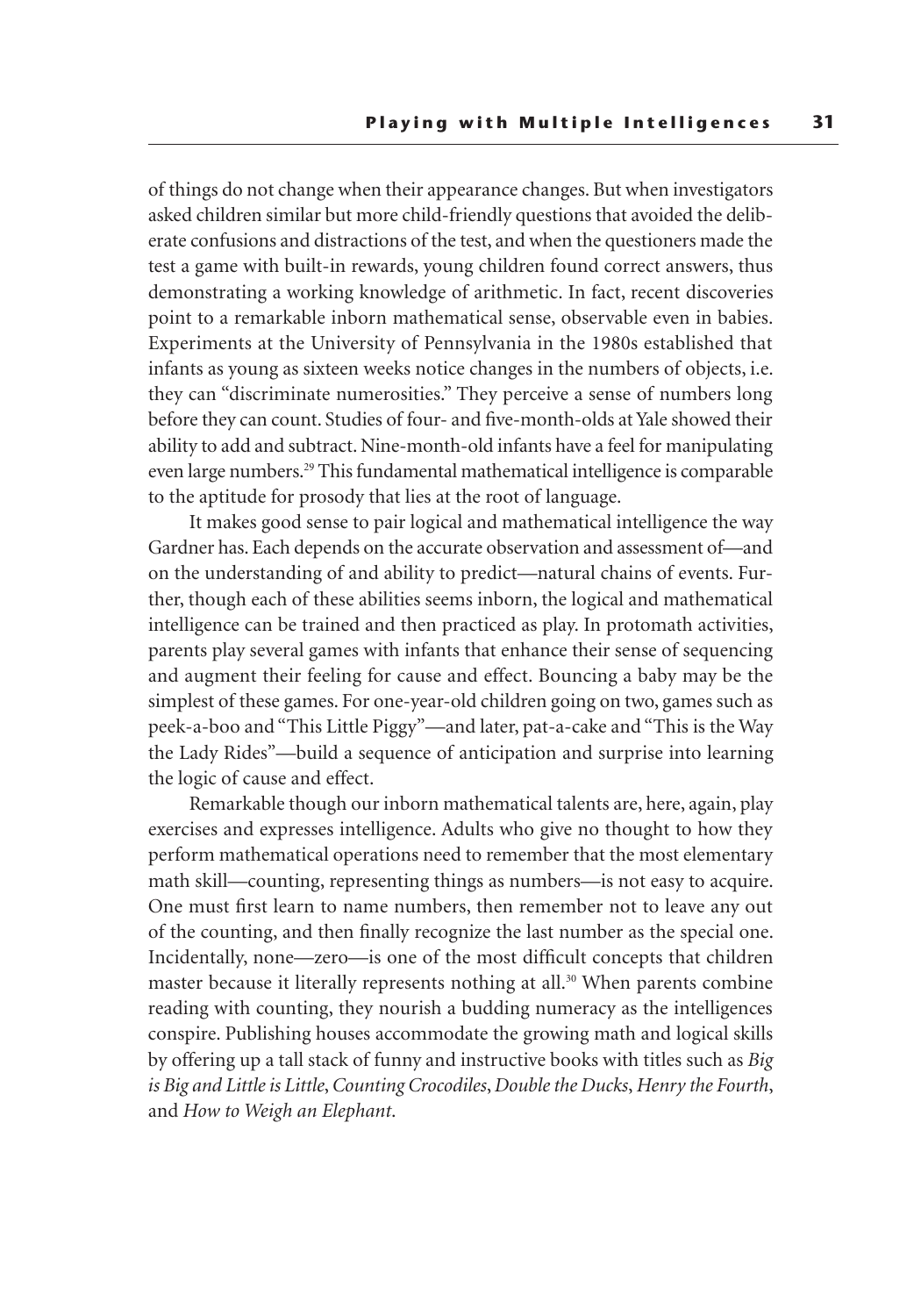of things do not change when their appearance changes. But when investigators asked children similar but more child-friendly questions that avoided the deliberate confusions and distractions of the test, and when the questioners made the test a game with built-in rewards, young children found correct answers, thus demonstrating a working knowledge of arithmetic. In fact, recent discoveries point to a remarkable inborn mathematical sense, observable even in babies. Experiments at the University of Pennsylvania in the 1980s established that infants as young as sixteen weeks notice changes in the numbers of objects, i.e. they can "discriminate numerosities." They perceive a sense of numbers long before they can count. Studies of four- and five-month-olds at Yale showed their ability to add and subtract. Nine-month-old infants have a feel for manipulating even large numbers.[29] This fundamental mathematical intelligence is comparable to the aptitude for prosody that lies at the root of language.

It makes good sense to pair logical and mathematical intelligence the way Gardner has. Each depends on the accurate observation and assessment of—and on the understanding of and ability to predict—natural chains of events. Further, though each of these abilities seems inborn, the logical and mathematical intelligence can be trained and then practiced as play. In protomath activities, parents play several games with infants that enhance their sense of sequencing and augment their feeling for cause and effect. Bouncing a baby may be the simplest of these games. For one-year-old children going on two, games such as peek-a-boo and "This Little Piggy"—and later, pat-a-cake and "This is the Way the Lady Rides"—build a sequence of anticipation and surprise into learning the logic of cause and effect.

Remarkable though our inborn mathematical talents are, here, again, play exercises and expresses intelligence. Adults who give no thought to how they perform mathematical operations need to remember that the most elementary math skill—counting, representing things as numbers—is not easy to acquire. One must first learn to name numbers, then remember not to leave any out of the counting, and then finally recognize the last number as the special one. Incidentally, none—zero—is one of the most difficult concepts that children master because it literally represents nothing at all.[30] When parents combine reading with counting, they nourish a budding numeracy as the intelligences conspire. Publishing houses accommodate the growing math and logical skills by offering up a tall stack of funny and instructive books with titles such as *Big is Big and Little is Little*, *Counting Crocodiles*, *Double the Ducks*, *Henry the Fourth*, and *How to Weigh an Elephant*.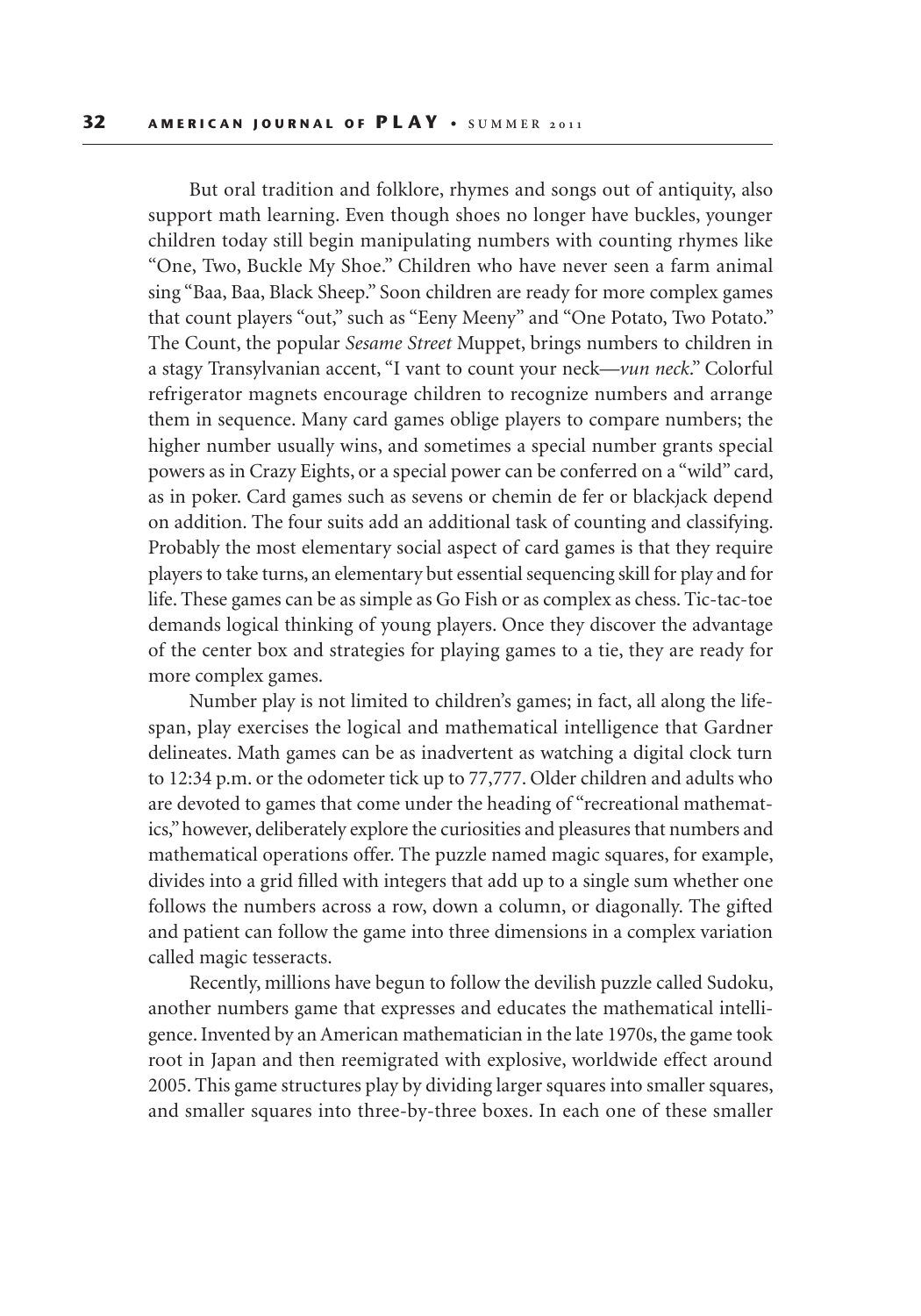But oral tradition and folklore, rhymes and songs out of antiquity, also support math learning. Even though shoes no longer have buckles, younger children today still begin manipulating numbers with counting rhymes like "One, Two, Buckle My Shoe." Children who have never seen a farm animal sing "Baa, Baa, Black Sheep." Soon children are ready for more complex games that count players "out," such as "Eeny Meeny" and "One Potato, Two Potato." The Count, the popular *Sesame Street* Muppet, brings numbers to children in a stagy Transylvanian accent, "I vant to count your neck—*vun neck*." Colorful refrigerator magnets encourage children to recognize numbers and arrange them in sequence. Many card games oblige players to compare numbers; the higher number usually wins, and sometimes a special number grants special powers as in Crazy Eights, or a special power can be conferred on a "wild" card, as in poker. Card games such as sevens or chemin de fer or blackjack depend on addition. The four suits add an additional task of counting and classifying. Probably the most elementary social aspect of card games is that they require players to take turns, an elementary but essential sequencing skill for play and for life. These games can be as simple as Go Fish or as complex as chess. Tic-tac-toe demands logical thinking of young players. Once they discover the advantage of the center box and strategies for playing games to a tie, they are ready for more complex games.

Number play is not limited to children's games; in fact, all along the lifespan, play exercises the logical and mathematical intelligence that Gardner delineates. Math games can be as inadvertent as watching a digital clock turn to 12:34 p.m. or the odometer tick up to 77,777. Older children and adults who are devoted to games that come under the heading of "recreational mathematics," however, deliberately explore the curiosities and pleasures that numbers and mathematical operations offer. The puzzle named magic squares, for example, divides into a grid filled with integers that add up to a single sum whether one follows the numbers across a row, down a column, or diagonally. The gifted and patient can follow the game into three dimensions in a complex variation called magic tesseracts.

Recently, millions have begun to follow the devilish puzzle called Sudoku, another numbers game that expresses and educates the mathematical intelligence. Invented by an American mathematician in the late 1970s, the game took root in Japan and then reemigrated with explosive, worldwide effect around 2005. This game structures play by dividing larger squares into smaller squares, and smaller squares into three-by-three boxes. In each one of these smaller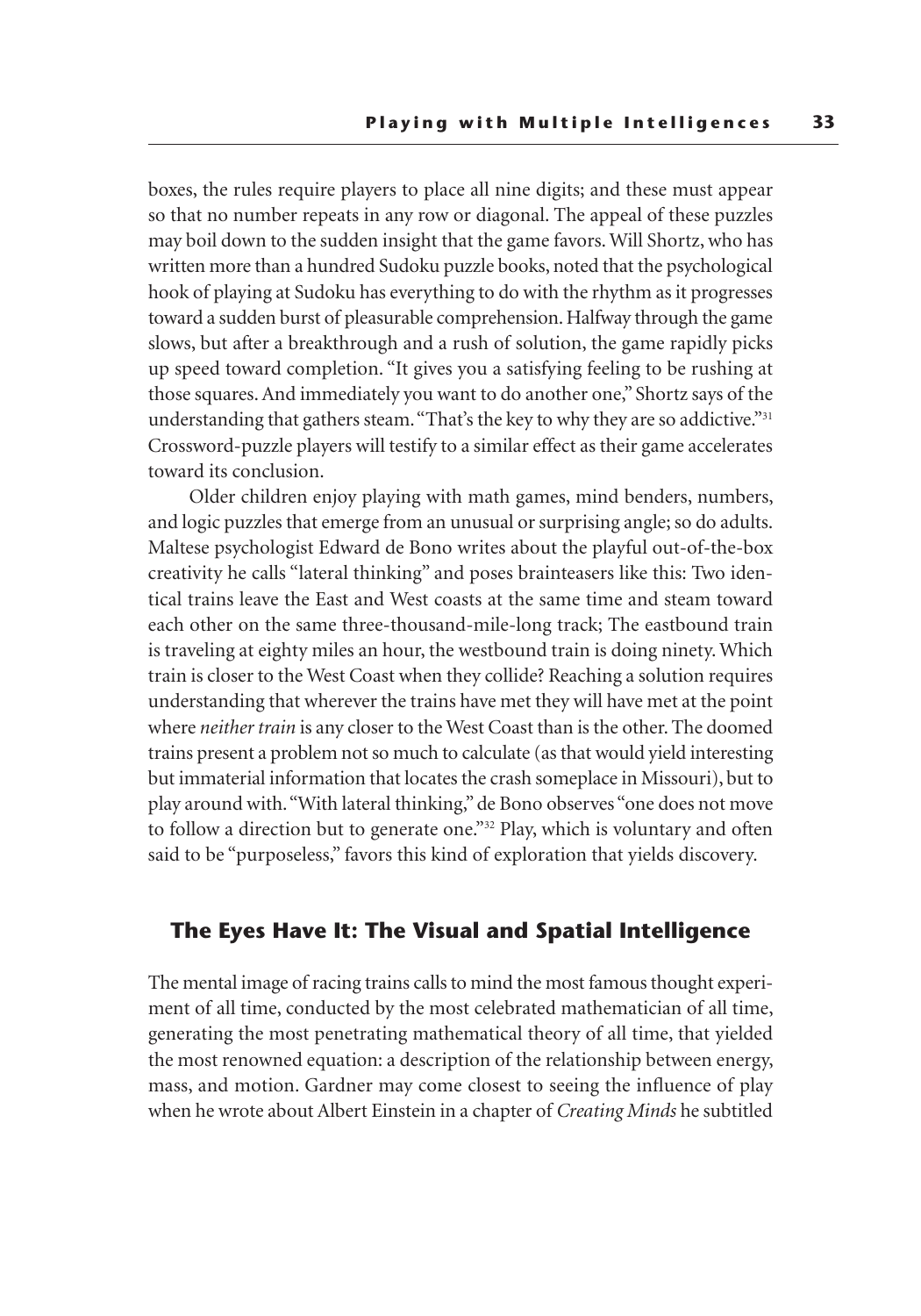boxes, the rules require players to place all nine digits; and these must appear so that no number repeats in any row or diagonal. The appeal of these puzzles may boil down to the sudden insight that the game favors. Will Shortz, who has written more than a hundred Sudoku puzzle books, noted that the psychological hook of playing at Sudoku has everything to do with the rhythm as it progresses toward a sudden burst of pleasurable comprehension. Halfway through the game slows, but after a breakthrough and a rush of solution, the game rapidly picks up speed toward completion. "It gives you a satisfying feeling to be rushing at those squares. And immediately you want to do another one," Shortz says of the understanding that gathers steam. "That's the key to why they are so addictive."[31] Crossword-puzzle players will testify to a similar effect as their game accelerates toward its conclusion.

Older children enjoy playing with math games, mind benders, numbers, and logic puzzles that emerge from an unusual or surprising angle; so do adults. Maltese psychologist Edward de Bono writes about the playful out-of-the-box creativity he calls "lateral thinking" and poses brainteasers like this: Two identical trains leave the East and West coasts at the same time and steam toward each other on the same three-thousand-mile-long track; The eastbound train is traveling at eighty miles an hour, the westbound train is doing ninety. Which train is closer to the West Coast when they collide? Reaching a solution requires understanding that wherever the trains have met they will have met at the point where *neither train* is any closer to the West Coast than is the other. The doomed trains present a problem not so much to calculate (as that would yield interesting but immaterial information that locates the crash someplace in Missouri), but to play around with. "With lateral thinking," de Bono observes "one does not move to follow a direction but to generate one."[32] Play, which is voluntary and often said to be "purposeless," favors this kind of exploration that yields discovery.

## The Eyes Have It: The Visual and Spatial Intelligence

The mental image of racing trains calls to mind the most famous thought experiment of all time, conducted by the most celebrated mathematician of all time, generating the most penetrating mathematical theory of all time, that yielded the most renowned equation: a description of the relationship between energy, mass, and motion. Gardner may come closest to seeing the influence of play when he wrote about Albert Einstein in a chapter of *Creating Minds* he subtitled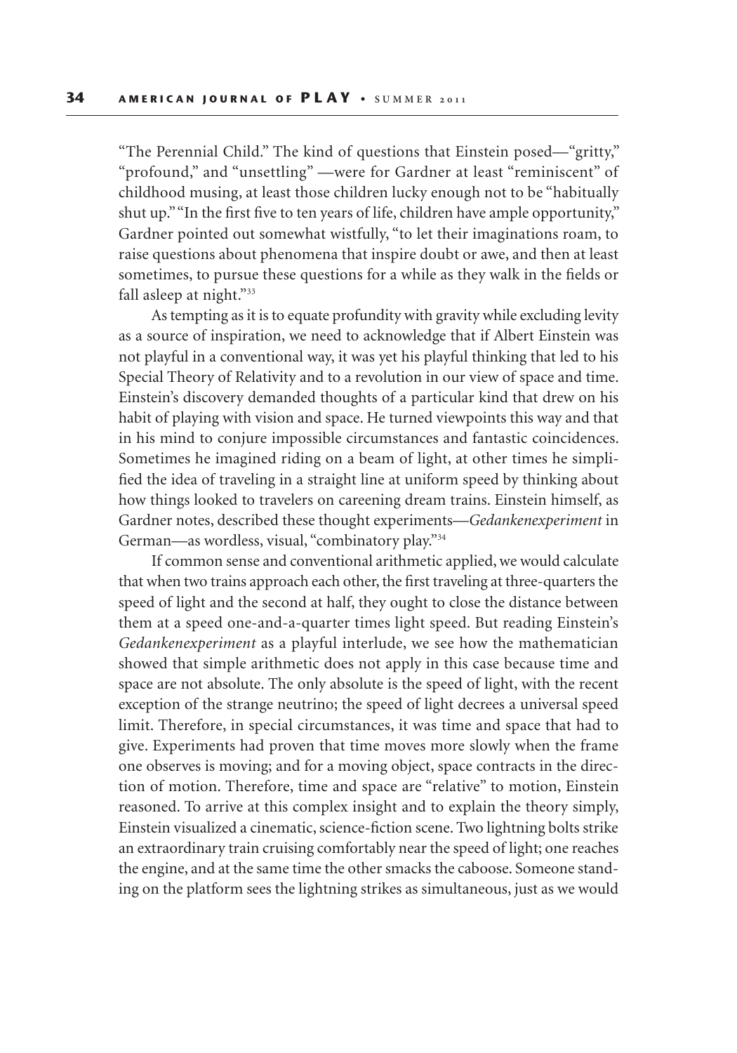"The Perennial Child." The kind of questions that Einstein posed—"gritty," "profound," and "unsettling" —were for Gardner at least "reminiscent" of childhood musing, at least those children lucky enough not to be "habitually shut up." "In the first five to ten years of life, children have ample opportunity," Gardner pointed out somewhat wistfully, "to let their imaginations roam, to raise questions about phenomena that inspire doubt or awe, and then at least sometimes, to pursue these questions for a while as they walk in the fields or fall asleep at night."[33]

As tempting as it is to equate profundity with gravity while excluding levity as a source of inspiration, we need to acknowledge that if Albert Einstein was not playful in a conventional way, it was yet his playful thinking that led to his Special Theory of Relativity and to a revolution in our view of space and time. Einstein's discovery demanded thoughts of a particular kind that drew on his habit of playing with vision and space. He turned viewpoints this way and that in his mind to conjure impossible circumstances and fantastic coincidences. Sometimes he imagined riding on a beam of light, at other times he simplified the idea of traveling in a straight line at uniform speed by thinking about how things looked to travelers on careening dream trains. Einstein himself, as Gardner notes, described these thought experiments—*Gedankenexperiment* in German—as wordless, visual, "combinatory play."[34]

If common sense and conventional arithmetic applied, we would calculate that when two trains approach each other, the first traveling at three-quarters the speed of light and the second at half, they ought to close the distance between them at a speed one-and-a-quarter times light speed. But reading Einstein's *Gedankenexperiment* as a playful interlude, we see how the mathematician showed that simple arithmetic does not apply in this case because time and space are not absolute. The only absolute is the speed of light, with the recent exception of the strange neutrino; the speed of light decrees a universal speed limit. Therefore, in special circumstances, it was time and space that had to give. Experiments had proven that time moves more slowly when the frame one observes is moving; and for a moving object, space contracts in the direction of motion. Therefore, time and space are "relative" to motion, Einstein reasoned. To arrive at this complex insight and to explain the theory simply, Einstein visualized a cinematic, science-fiction scene. Two lightning bolts strike an extraordinary train cruising comfortably near the speed of light; one reaches the engine, and at the same time the other smacks the caboose. Someone standing on the platform sees the lightning strikes as simultaneous, just as we would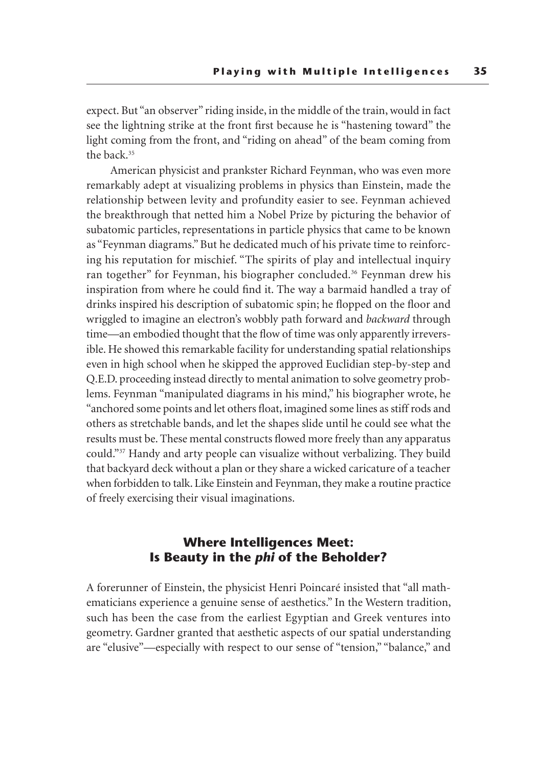expect. But "an observer" riding inside, in the middle of the train, would in fact see the lightning strike at the front first because he is "hastening toward" the light coming from the front, and "riding on ahead" of the beam coming from the back.[35]

American physicist and prankster Richard Feynman, who was even more remarkably adept at visualizing problems in physics than Einstein, made the relationship between levity and profundity easier to see. Feynman achieved the breakthrough that netted him a Nobel Prize by picturing the behavior of subatomic particles, representations in particle physics that came to be known as "Feynman diagrams." But he dedicated much of his private time to reinforcing his reputation for mischief. "The spirits of play and intellectual inquiry ran together" for Feynman, his biographer concluded.[36] Feynman drew his inspiration from where he could find it. The way a barmaid handled a tray of drinks inspired his description of subatomic spin; he flopped on the floor and wriggled to imagine an electron's wobbly path forward and *backward* through time—an embodied thought that the flow of time was only apparently irreversible. He showed this remarkable facility for understanding spatial relationships even in high school when he skipped the approved Euclidian step-by-step and Q.E.D. proceeding instead directly to mental animation to solve geometry problems. Feynman "manipulated diagrams in his mind," his biographer wrote, he "anchored some points and let others float, imagined some lines as stiff rods and others as stretchable bands, and let the shapes slide until he could see what the results must be. These mental constructs flowed more freely than any apparatus could."[37] Handy and arty people can visualize without verbalizing. They build that backyard deck without a plan or they share a wicked caricature of a teacher when forbidden to talk. Like Einstein and Feynman, they make a routine practice of freely exercising their visual imaginations.

## Where Intelligences Meet: Is Beauty in the *phi* of the Beholder?

A forerunner of Einstein, the physicist Henri Poincaré insisted that "all mathematicians experience a genuine sense of aesthetics." In the Western tradition, such has been the case from the earliest Egyptian and Greek ventures into geometry. Gardner granted that aesthetic aspects of our spatial understanding are "elusive"—especially with respect to our sense of "tension," "balance," and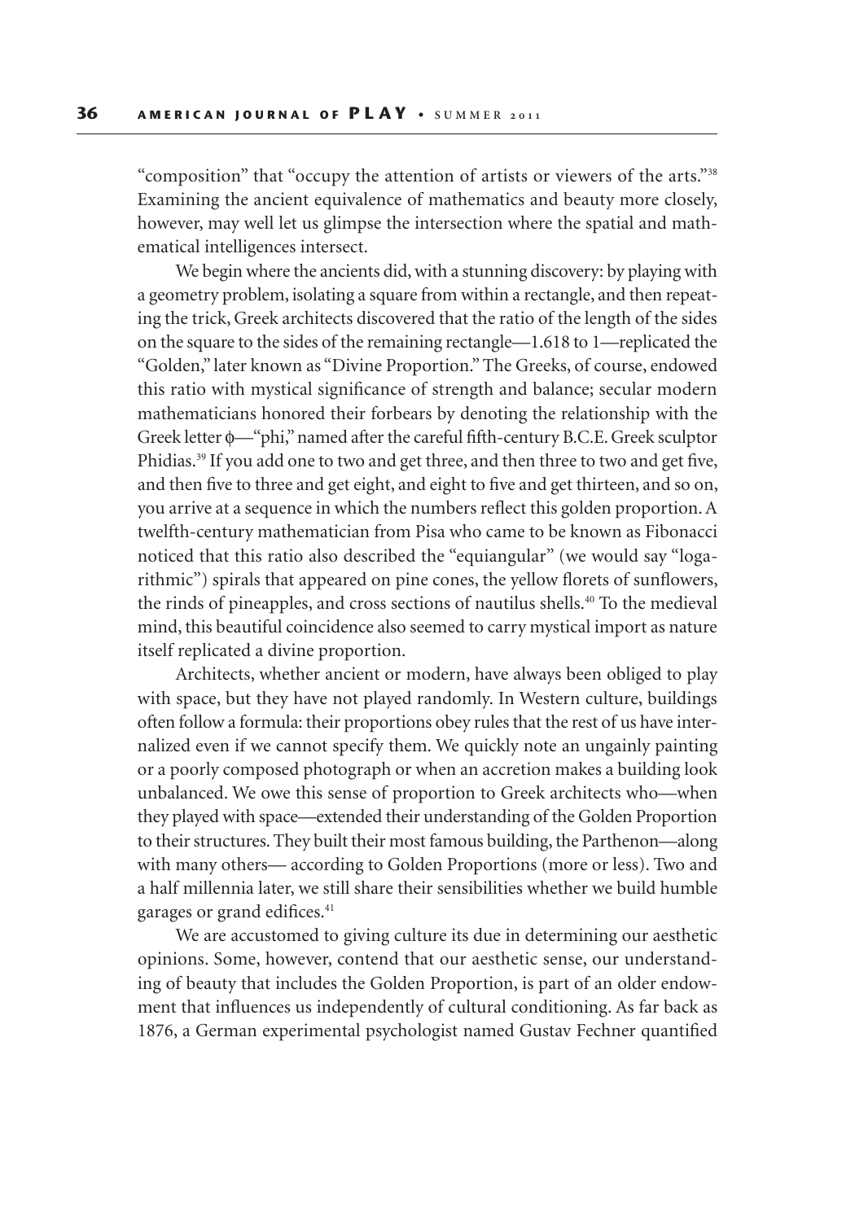"composition" that "occupy the attention of artists or viewers of the arts."[38] Examining the ancient equivalence of mathematics and beauty more closely, however, may well let us glimpse the intersection where the spatial and mathematical intelligences intersect.

We begin where the ancients did, with a stunning discovery: by playing with a geometry problem, isolating a square from within a rectangle, and then repeating the trick, Greek architects discovered that the ratio of the length of the sides on the square to the sides of the remaining rectangle—1.618 to 1—replicated the "Golden," later known as "Divine Proportion." The Greeks, of course, endowed this ratio with mystical significance of strength and balance; secular modern mathematicians honored their forbears by denoting the relationship with the Greek letter ϕ—"phi," named after the careful fifth-century B.C.E. Greek sculptor Phidias.[39] If you add one to two and get three, and then three to two and get five, and then five to three and get eight, and eight to five and get thirteen, and so on, you arrive at a sequence in which the numbers reflect this golden proportion. A twelfth-century mathematician from Pisa who came to be known as Fibonacci noticed that this ratio also described the "equiangular" (we would say "logarithmic") spirals that appeared on pine cones, the yellow florets of sunflowers, the rinds of pineapples, and cross sections of nautilus shells.[40] To the medieval mind, this beautiful coincidence also seemed to carry mystical import as nature itself replicated a divine proportion.

Architects, whether ancient or modern, have always been obliged to play with space, but they have not played randomly. In Western culture, buildings often follow a formula: their proportions obey rules that the rest of us have internalized even if we cannot specify them. We quickly note an ungainly painting or a poorly composed photograph or when an accretion makes a building look unbalanced. We owe this sense of proportion to Greek architects who—when they played with space—extended their understanding of the Golden Proportion to their structures. They built their most famous building, the Parthenon—along with many others— according to Golden Proportions (more or less). Two and a half millennia later, we still share their sensibilities whether we build humble garages or grand edifices.[41]

We are accustomed to giving culture its due in determining our aesthetic opinions. Some, however, contend that our aesthetic sense, our understanding of beauty that includes the Golden Proportion, is part of an older endowment that influences us independently of cultural conditioning. As far back as 1876, a German experimental psychologist named Gustav Fechner quantified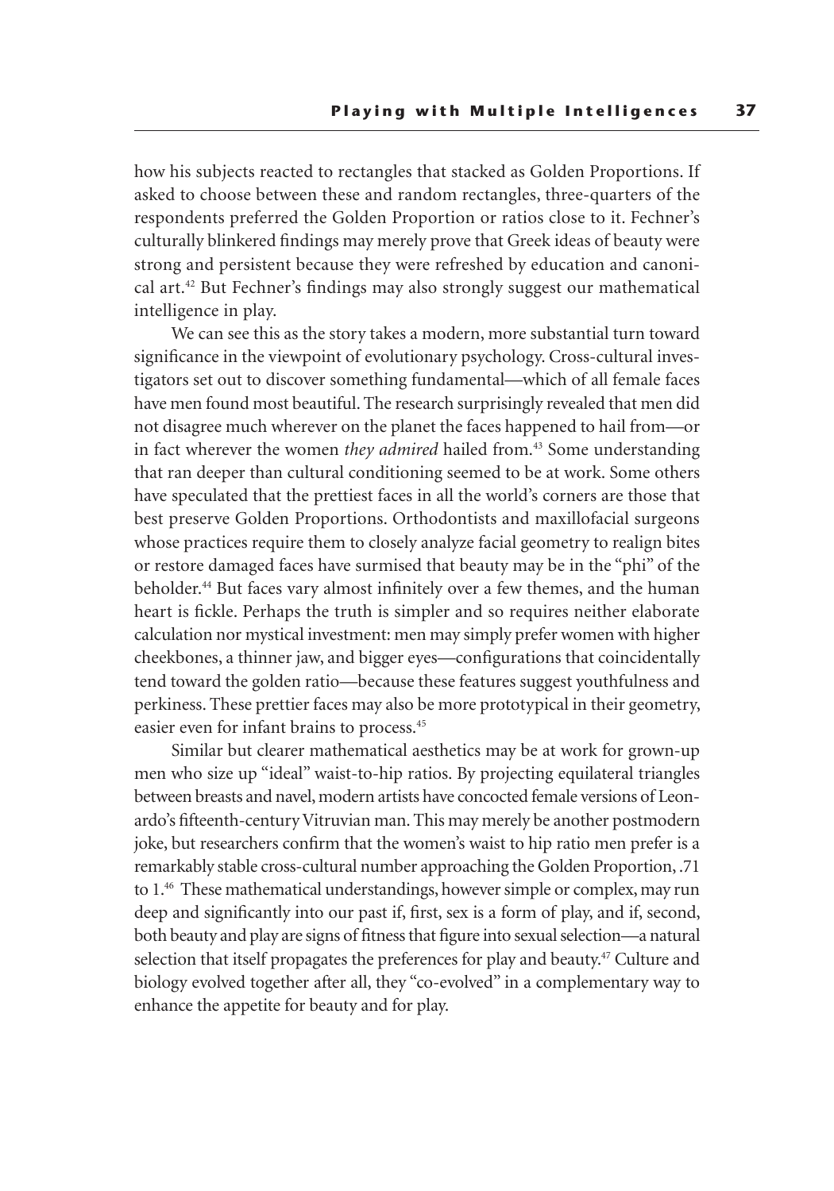how his subjects reacted to rectangles that stacked as Golden Proportions. If asked to choose between these and random rectangles, three-quarters of the respondents preferred the Golden Proportion or ratios close to it. Fechner's culturally blinkered findings may merely prove that Greek ideas of beauty were strong and persistent because they were refreshed by education and canonical art.[42] But Fechner's findings may also strongly suggest our mathematical intelligence in play.

We can see this as the story takes a modern, more substantial turn toward significance in the viewpoint of evolutionary psychology. Cross-cultural investigators set out to discover something fundamental—which of all female faces have men found most beautiful. The research surprisingly revealed that men did not disagree much wherever on the planet the faces happened to hail from—or in fact wherever the women *they admired* hailed from.[43] Some understanding that ran deeper than cultural conditioning seemed to be at work. Some others have speculated that the prettiest faces in all the world's corners are those that best preserve Golden Proportions. Orthodontists and maxillofacial surgeons whose practices require them to closely analyze facial geometry to realign bites or restore damaged faces have surmised that beauty may be in the "phi" of the beholder.[44] But faces vary almost infinitely over a few themes, and the human heart is fickle. Perhaps the truth is simpler and so requires neither elaborate calculation nor mystical investment: men may simply prefer women with higher cheekbones, a thinner jaw, and bigger eyes—configurations that coincidentally tend toward the golden ratio—because these features suggest youthfulness and perkiness. These prettier faces may also be more prototypical in their geometry, easier even for infant brains to process.[45]

Similar but clearer mathematical aesthetics may be at work for grown-up men who size up "ideal" waist-to-hip ratios. By projecting equilateral triangles between breasts and navel, modern artists have concocted female versions of Leonardo's fifteenth-century Vitruvian man. This may merely be another postmodern joke, but researchers confirm that the women's waist to hip ratio men prefer is a remarkably stable cross-cultural number approaching the Golden Proportion, .71 to 1.[46] These mathematical understandings, however simple or complex, may run deep and significantly into our past if, first, sex is a form of play, and if, second, both beauty and play are signs of fitness that figure into sexual selection—a natural selection that itself propagates the preferences for play and beauty.[47] Culture and biology evolved together after all, they "co-evolved" in a complementary way to enhance the appetite for beauty and for play.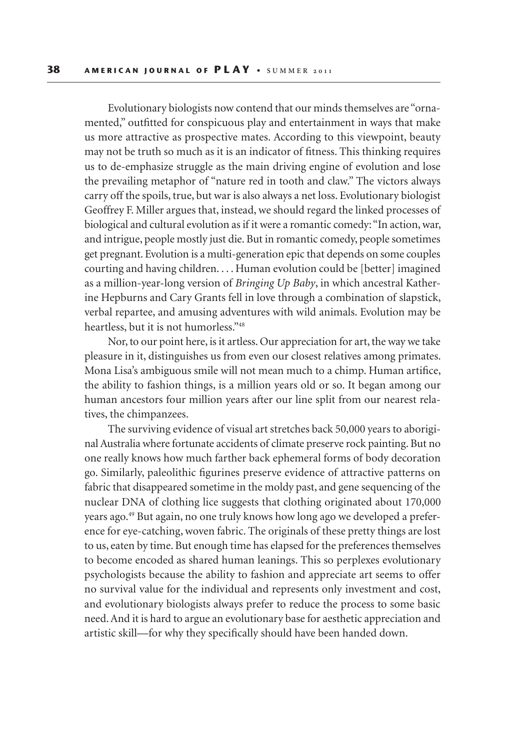Evolutionary biologists now contend that our minds themselves are "ornamented," outfitted for conspicuous play and entertainment in ways that make us more attractive as prospective mates. According to this viewpoint, beauty may not be truth so much as it is an indicator of fitness. This thinking requires us to de-emphasize struggle as the main driving engine of evolution and lose the prevailing metaphor of "nature red in tooth and claw." The victors always carry off the spoils, true, but war is also always a net loss. Evolutionary biologist Geoffrey F. Miller argues that, instead, we should regard the linked processes of biological and cultural evolution as if it were a romantic comedy: "In action, war, and intrigue, people mostly just die. But in romantic comedy, people sometimes get pregnant. Evolution is a multi-generation epic that depends on some couples courting and having children. . . . Human evolution could be [better] imagined as a million-year-long version of *Bringing Up Baby*, in which ancestral Katherine Hepburns and Cary Grants fell in love through a combination of slapstick, verbal repartee, and amusing adventures with wild animals. Evolution may be heartless, but it is not humorless."[48]

Nor, to our point here, is it artless. Our appreciation for art, the way we take pleasure in it, distinguishes us from even our closest relatives among primates. Mona Lisa's ambiguous smile will not mean much to a chimp. Human artifice, the ability to fashion things, is a million years old or so. It began among our human ancestors four million years after our line split from our nearest relatives, the chimpanzees.

The surviving evidence of visual art stretches back 50,000 years to aboriginal Australia where fortunate accidents of climate preserve rock painting. But no one really knows how much farther back ephemeral forms of body decoration go. Similarly, paleolithic figurines preserve evidence of attractive patterns on fabric that disappeared sometime in the moldy past, and gene sequencing of the nuclear DNA of clothing lice suggests that clothing originated about 170,000 years ago.[49] But again, no one truly knows how long ago we developed a preference for eye-catching, woven fabric. The originals of these pretty things are lost to us, eaten by time. But enough time has elapsed for the preferences themselves to become encoded as shared human leanings. This so perplexes evolutionary psychologists because the ability to fashion and appreciate art seems to offer no survival value for the individual and represents only investment and cost, and evolutionary biologists always prefer to reduce the process to some basic need. And it is hard to argue an evolutionary base for aesthetic appreciation and artistic skill—for why they specifically should have been handed down.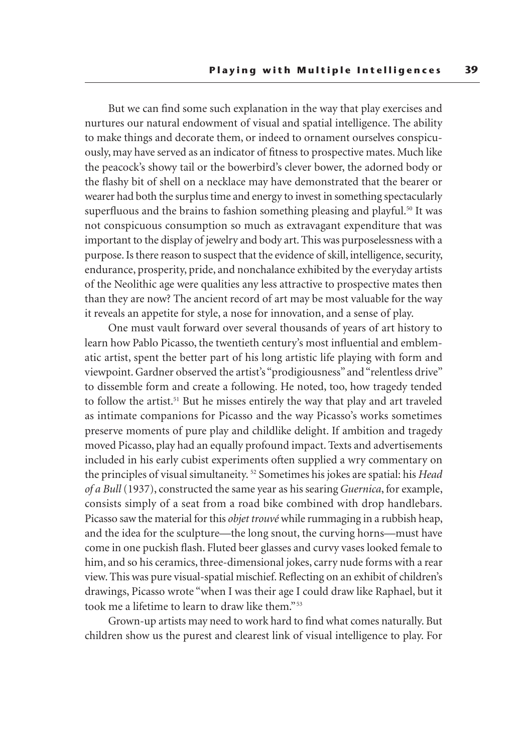But we can find some such explanation in the way that play exercises and nurtures our natural endowment of visual and spatial intelligence. The ability to make things and decorate them, or indeed to ornament ourselves conspicuously, may have served as an indicator of fitness to prospective mates. Much like the peacock's showy tail or the bowerbird's clever bower, the adorned body or the flashy bit of shell on a necklace may have demonstrated that the bearer or wearer had both the surplus time and energy to invest in something spectacularly superfluous and the brains to fashion something pleasing and playful.[50] It was not conspicuous consumption so much as extravagant expenditure that was important to the display of jewelry and body art. This was purposelessness with a purpose. Is there reason to suspect that the evidence of skill, intelligence, security, endurance, prosperity, pride, and nonchalance exhibited by the everyday artists of the Neolithic age were qualities any less attractive to prospective mates then than they are now? The ancient record of art may be most valuable for the way it reveals an appetite for style, a nose for innovation, and a sense of play.

One must vault forward over several thousands of years of art history to learn how Pablo Picasso, the twentieth century's most influential and emblematic artist, spent the better part of his long artistic life playing with form and viewpoint. Gardner observed the artist's "prodigiousness" and "relentless drive" to dissemble form and create a following. He noted, too, how tragedy tended to follow the artist.[51] But he misses entirely the way that play and art traveled as intimate companions for Picasso and the way Picasso's works sometimes preserve moments of pure play and childlike delight. If ambition and tragedy moved Picasso, play had an equally profound impact. Texts and advertisements included in his early cubist experiments often supplied a wry commentary on the principles of visual simultaneity. [52] Sometimes his jokes are spatial: his *Head of a Bull* (1937), constructed the same year as his searing *Guernica*, for example, consists simply of a seat from a road bike combined with drop handlebars. Picasso saw the material for this *objet trouvé* while rummaging in a rubbish heap, and the idea for the sculpture—the long snout, the curving horns—must have come in one puckish flash. Fluted beer glasses and curvy vases looked female to him, and so his ceramics, three-dimensional jokes, carry nude forms with a rear view. This was pure visual-spatial mischief. Reflecting on an exhibit of children's drawings, Picasso wrote "when I was their age I could draw like Raphael, but it took me a lifetime to learn to draw like them."[53]

Grown-up artists may need to work hard to find what comes naturally. But children show us the purest and clearest link of visual intelligence to play. For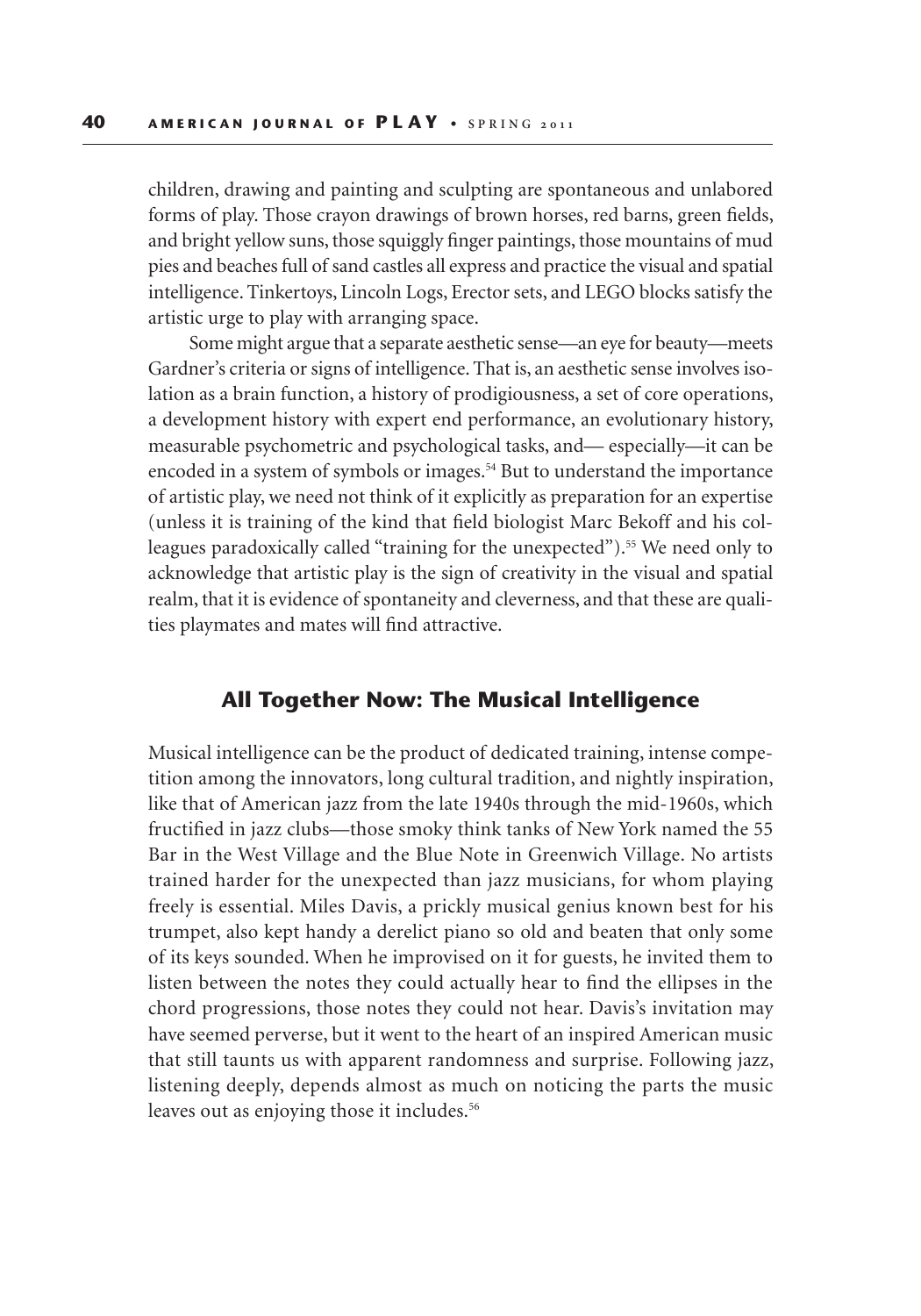children, drawing and painting and sculpting are spontaneous and unlabored forms of play. Those crayon drawings of brown horses, red barns, green fields, and bright yellow suns, those squiggly finger paintings, those mountains of mud pies and beaches full of sand castles all express and practice the visual and spatial intelligence. Tinkertoys, Lincoln Logs, Erector sets, and LEGO blocks satisfy the artistic urge to play with arranging space.

Some might argue that a separate aesthetic sense—an eye for beauty—meets Gardner's criteria or signs of intelligence. That is, an aesthetic sense involves isolation as a brain function, a history of prodigiousness, a set of core operations, a development history with expert end performance, an evolutionary history, measurable psychometric and psychological tasks, and— especially—it can be encoded in a system of symbols or images.[54] But to understand the importance of artistic play, we need not think of it explicitly as preparation for an expertise (unless it is training of the kind that field biologist Marc Bekoff and his colleagues paradoxically called "training for the unexpected").[55] We need only to acknowledge that artistic play is the sign of creativity in the visual and spatial realm, that it is evidence of spontaneity and cleverness, and that these are qualities playmates and mates will find attractive.

## All Together Now: The Musical Intelligence

Musical intelligence can be the product of dedicated training, intense competition among the innovators, long cultural tradition, and nightly inspiration, like that of American jazz from the late 1940s through the mid-1960s, which fructified in jazz clubs—those smoky think tanks of New York named the 55 Bar in the West Village and the Blue Note in Greenwich Village. No artists trained harder for the unexpected than jazz musicians, for whom playing freely is essential. Miles Davis, a prickly musical genius known best for his trumpet, also kept handy a derelict piano so old and beaten that only some of its keys sounded. When he improvised on it for guests, he invited them to listen between the notes they could actually hear to find the ellipses in the chord progressions, those notes they could not hear. Davis's invitation may have seemed perverse, but it went to the heart of an inspired American music that still taunts us with apparent randomness and surprise. Following jazz, listening deeply, depends almost as much on noticing the parts the music leaves out as enjoying those it includes.[56]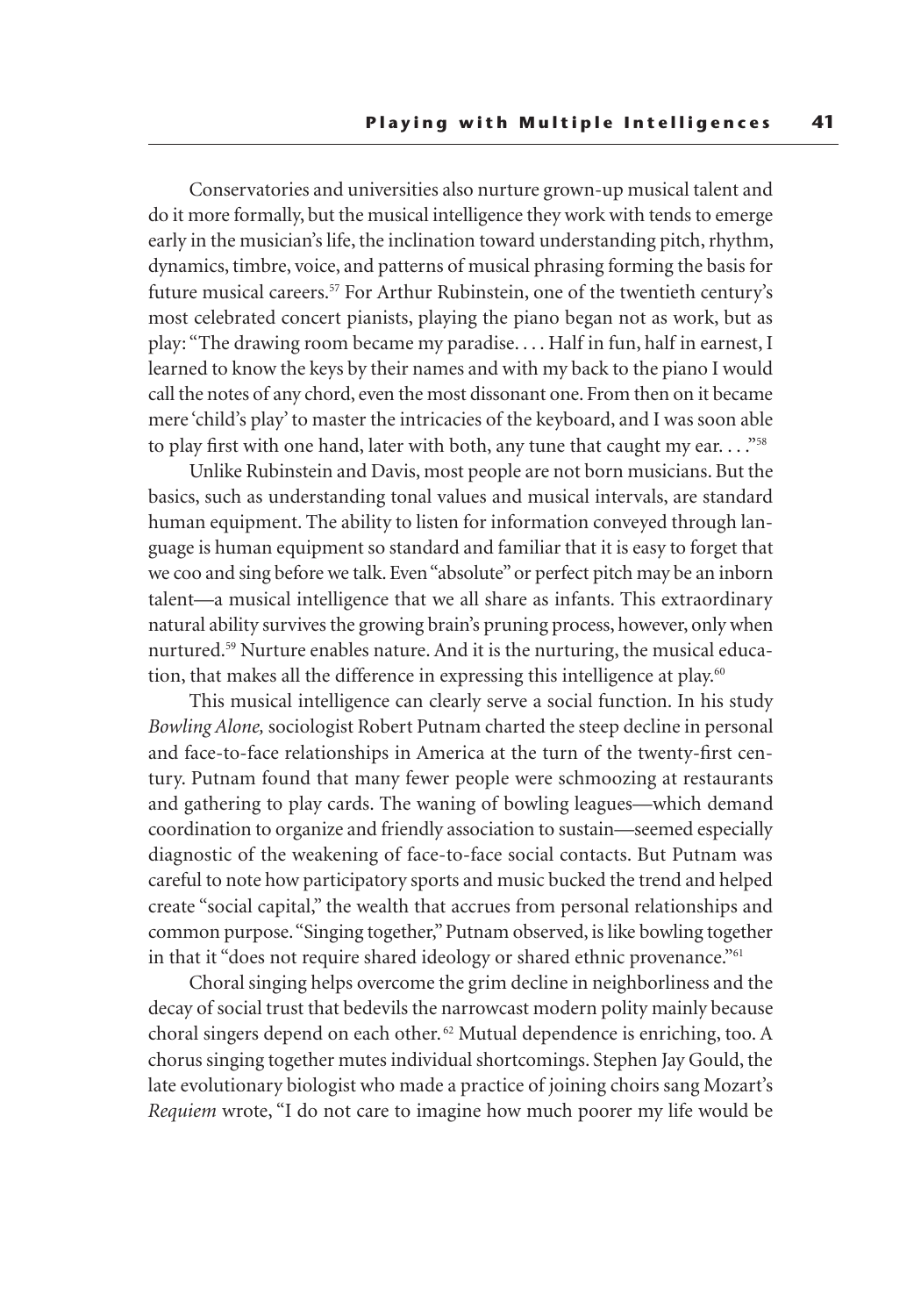Conservatories and universities also nurture grown-up musical talent and do it more formally, but the musical intelligence they work with tends to emerge early in the musician's life, the inclination toward understanding pitch, rhythm, dynamics, timbre, voice, and patterns of musical phrasing forming the basis for future musical careers.[57] For Arthur Rubinstein, one of the twentieth century's most celebrated concert pianists, playing the piano began not as work, but as play: "The drawing room became my paradise. . . . Half in fun, half in earnest, I learned to know the keys by their names and with my back to the piano I would call the notes of any chord, even the most dissonant one. From then on it became mere 'child's play' to master the intricacies of the keyboard, and I was soon able to play first with one hand, later with both, any tune that caught my ear. . . ."[58]

Unlike Rubinstein and Davis, most people are not born musicians. But the basics, such as understanding tonal values and musical intervals, are standard human equipment. The ability to listen for information conveyed through language is human equipment so standard and familiar that it is easy to forget that we coo and sing before we talk. Even "absolute" or perfect pitch may be an inborn talent—a musical intelligence that we all share as infants. This extraordinary natural ability survives the growing brain's pruning process, however, only when nurtured.[59] Nurture enables nature. And it is the nurturing, the musical education, that makes all the difference in expressing this intelligence at play.[60]

This musical intelligence can clearly serve a social function. In his study *Bowling Alone,* sociologist Robert Putnam charted the steep decline in personal and face-to-face relationships in America at the turn of the twenty-first century. Putnam found that many fewer people were schmoozing at restaurants and gathering to play cards. The waning of bowling leagues—which demand coordination to organize and friendly association to sustain—seemed especially diagnostic of the weakening of face-to-face social contacts. But Putnam was careful to note how participatory sports and music bucked the trend and helped create "social capital," the wealth that accrues from personal relationships and common purpose. "Singing together," Putnam observed, is like bowling together in that it "does not require shared ideology or shared ethnic provenance."[61]

Choral singing helps overcome the grim decline in neighborliness and the decay of social trust that bedevils the narrowcast modern polity mainly because choral singers depend on each other.[62] Mutual dependence is enriching, too. A chorus singing together mutes individual shortcomings. Stephen Jay Gould, the late evolutionary biologist who made a practice of joining choirs sang Mozart's *Requiem* wrote, "I do not care to imagine how much poorer my life would be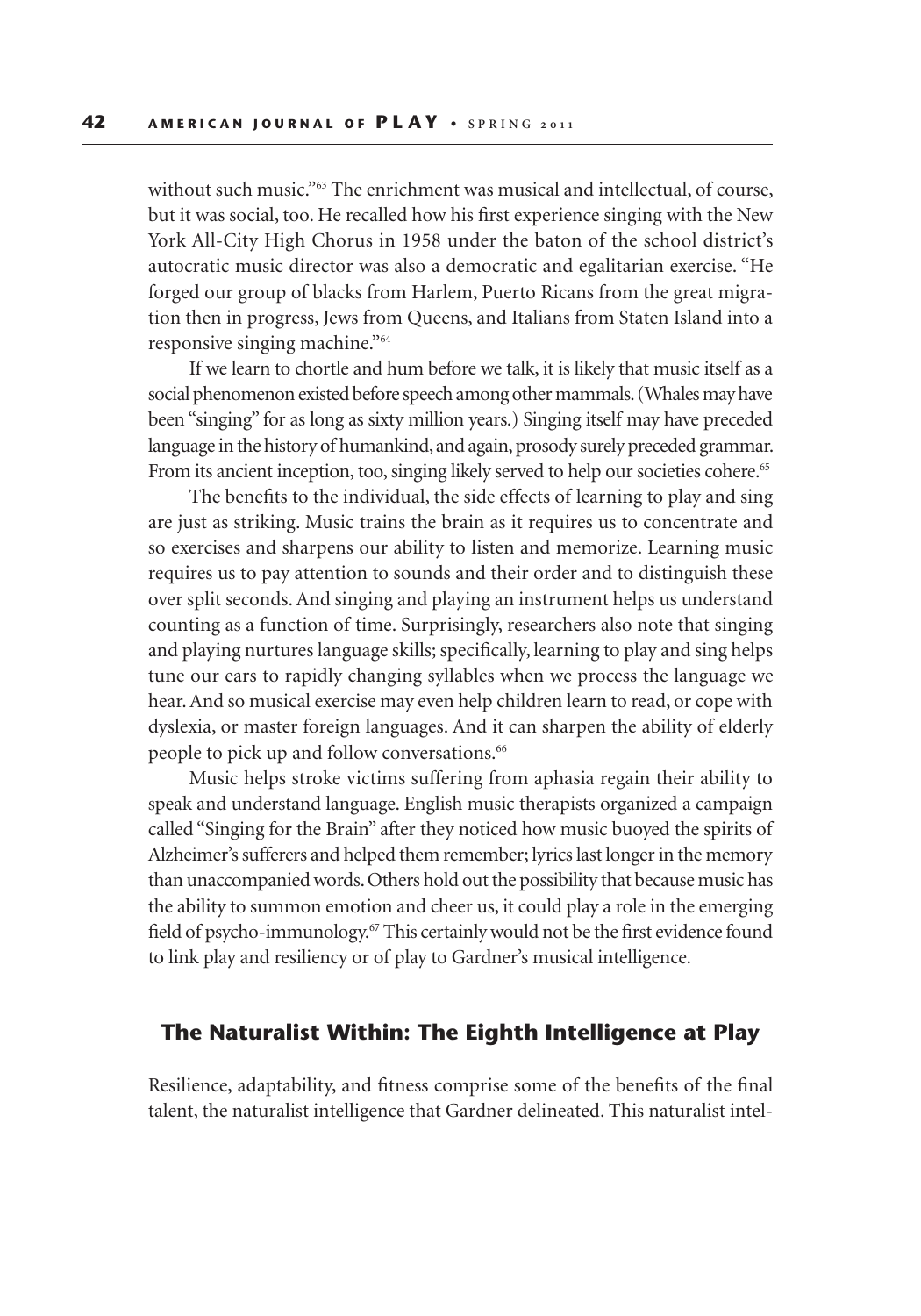without such music."[63] The enrichment was musical and intellectual, of course, but it was social, too. He recalled how his first experience singing with the New York All-City High Chorus in 1958 under the baton of the school district's autocratic music director was also a democratic and egalitarian exercise. "He forged our group of blacks from Harlem, Puerto Ricans from the great migration then in progress, Jews from Queens, and Italians from Staten Island into a responsive singing machine."[64]

If we learn to chortle and hum before we talk, it is likely that music itself as a social phenomenon existed before speech among other mammals. (Whales may have been "singing" for as long as sixty million years.) Singing itself may have preceded language in the history of humankind, and again, prosody surely preceded grammar. From its ancient inception, too, singing likely served to help our societies cohere.[65]

The benefits to the individual, the side effects of learning to play and sing are just as striking. Music trains the brain as it requires us to concentrate and so exercises and sharpens our ability to listen and memorize. Learning music requires us to pay attention to sounds and their order and to distinguish these over split seconds. And singing and playing an instrument helps us understand counting as a function of time. Surprisingly, researchers also note that singing and playing nurtures language skills; specifically, learning to play and sing helps tune our ears to rapidly changing syllables when we process the language we hear. And so musical exercise may even help children learn to read, or cope with dyslexia, or master foreign languages. And it can sharpen the ability of elderly people to pick up and follow conversations.[66]

Music helps stroke victims suffering from aphasia regain their ability to speak and understand language. English music therapists organized a campaign called "Singing for the Brain" after they noticed how music buoyed the spirits of Alzheimer's sufferers and helped them remember; lyrics last longer in the memory than unaccompanied words. Others hold out the possibility that because music has the ability to summon emotion and cheer us, it could play a role in the emerging field of psycho-immunology.[67] This certainly would not be the first evidence found to link play and resiliency or of play to Gardner's musical intelligence.

## The Naturalist Within: The Eighth Intelligence at Play

Resilience, adaptability, and fitness comprise some of the benefits of the final talent, the naturalist intelligence that Gardner delineated. This naturalist intel-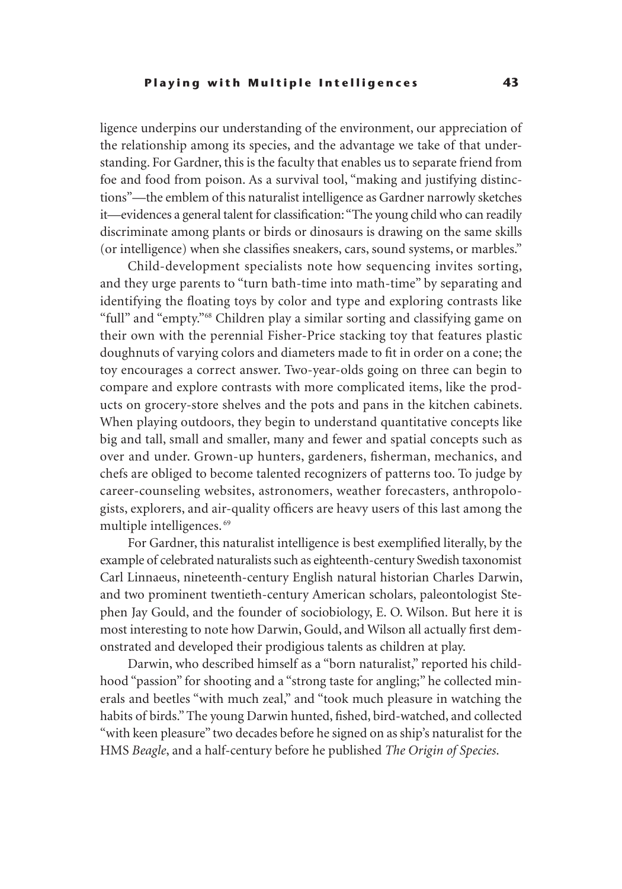ligence underpins our understanding of the environment, our appreciation of the relationship among its species, and the advantage we take of that understanding. For Gardner, this is the faculty that enables us to separate friend from foe and food from poison. As a survival tool, "making and justifying distinctions"—the emblem of this naturalist intelligence as Gardner narrowly sketches it—evidences a general talent for classification: "The young child who can readily discriminate among plants or birds or dinosaurs is drawing on the same skills (or intelligence) when she classifies sneakers, cars, sound systems, or marbles."

Child-development specialists note how sequencing invites sorting, and they urge parents to "turn bath-time into math-time" by separating and identifying the floating toys by color and type and exploring contrasts like "full" and "empty."[68] Children play a similar sorting and classifying game on their own with the perennial Fisher-Price stacking toy that features plastic doughnuts of varying colors and diameters made to fit in order on a cone; the toy encourages a correct answer. Two-year-olds going on three can begin to compare and explore contrasts with more complicated items, like the products on grocery-store shelves and the pots and pans in the kitchen cabinets. When playing outdoors, they begin to understand quantitative concepts like big and tall, small and smaller, many and fewer and spatial concepts such as over and under. Grown-up hunters, gardeners, fisherman, mechanics, and chefs are obliged to become talented recognizers of patterns too. To judge by career-counseling websites, astronomers, weather forecasters, anthropologists, explorers, and air-quality officers are heavy users of this last among the multiple intelligences.[69]

For Gardner, this naturalist intelligence is best exemplified literally, by the example of celebrated naturalists such as eighteenth-century Swedish taxonomist Carl Linnaeus, nineteenth-century English natural historian Charles Darwin, and two prominent twentieth-century American scholars, paleontologist Stephen Jay Gould, and the founder of sociobiology, E. O. Wilson. But here it is most interesting to note how Darwin, Gould, and Wilson all actually first demonstrated and developed their prodigious talents as children at play.

Darwin, who described himself as a "born naturalist," reported his childhood "passion" for shooting and a "strong taste for angling;" he collected minerals and beetles "with much zeal," and "took much pleasure in watching the habits of birds." The young Darwin hunted, fished, bird-watched, and collected "with keen pleasure" two decades before he signed on as ship's naturalist for the HMS *Beagle*, and a half-century before he published *The Origin of Species*.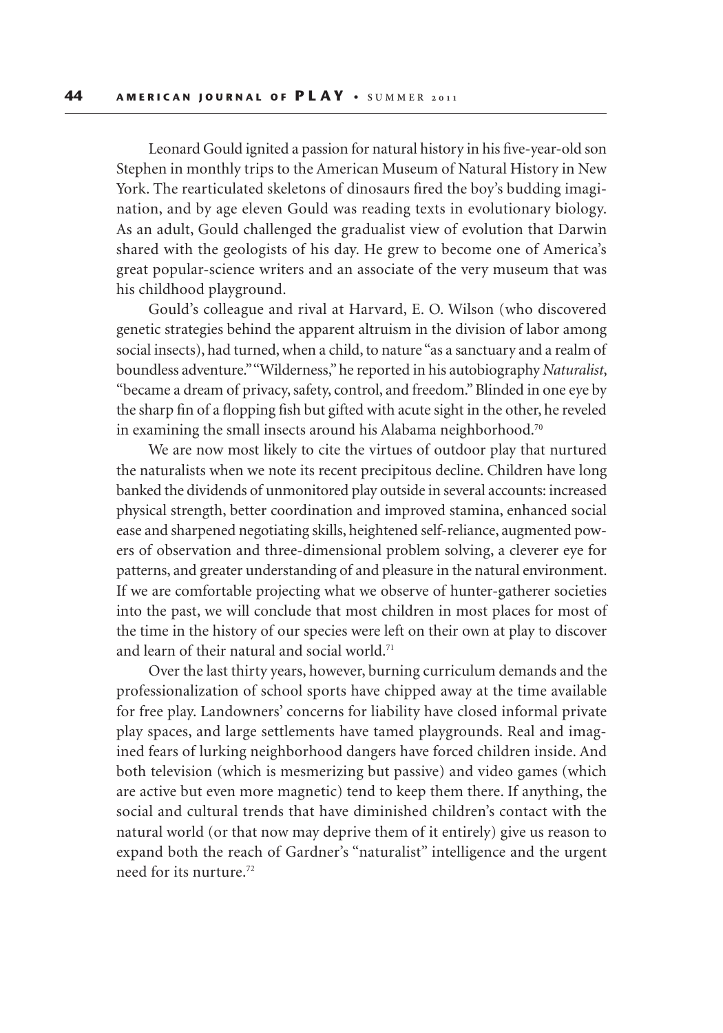Leonard Gould ignited a passion for natural history in his five-year-old son Stephen in monthly trips to the American Museum of Natural History in New York. The rearticulated skeletons of dinosaurs fired the boy's budding imagination, and by age eleven Gould was reading texts in evolutionary biology. As an adult, Gould challenged the gradualist view of evolution that Darwin shared with the geologists of his day. He grew to become one of America's great popular-science writers and an associate of the very museum that was his childhood playground.

Gould's colleague and rival at Harvard, E. O. Wilson (who discovered genetic strategies behind the apparent altruism in the division of labor among social insects), had turned, when a child, to nature "as a sanctuary and a realm of boundless adventure." "Wilderness," he reported in his autobiography *Naturalist*, "became a dream of privacy, safety, control, and freedom." Blinded in one eye by the sharp fin of a flopping fish but gifted with acute sight in the other, he reveled in examining the small insects around his Alabama neighborhood.[70]

We are now most likely to cite the virtues of outdoor play that nurtured the naturalists when we note its recent precipitous decline. Children have long banked the dividends of unmonitored play outside in several accounts: increased physical strength, better coordination and improved stamina, enhanced social ease and sharpened negotiating skills, heightened self-reliance, augmented powers of observation and three-dimensional problem solving, a cleverer eye for patterns, and greater understanding of and pleasure in the natural environment. If we are comfortable projecting what we observe of hunter-gatherer societies into the past, we will conclude that most children in most places for most of the time in the history of our species were left on their own at play to discover and learn of their natural and social world.[71]

Over the last thirty years, however, burning curriculum demands and the professionalization of school sports have chipped away at the time available for free play. Landowners' concerns for liability have closed informal private play spaces, and large settlements have tamed playgrounds. Real and imagined fears of lurking neighborhood dangers have forced children inside. And both television (which is mesmerizing but passive) and video games (which are active but even more magnetic) tend to keep them there. If anything, the social and cultural trends that have diminished children's contact with the natural world (or that now may deprive them of it entirely) give us reason to expand both the reach of Gardner's "naturalist" intelligence and the urgent need for its nurture.[72]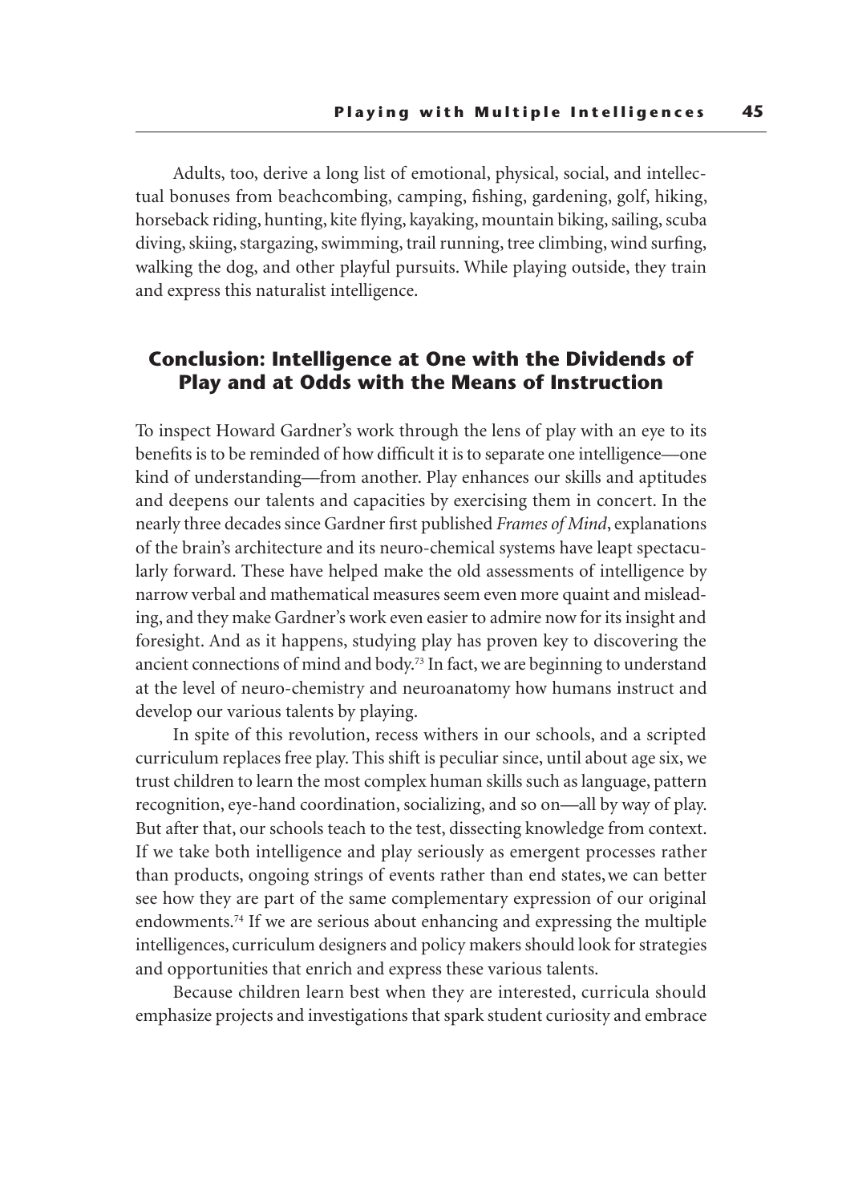Adults, too, derive a long list of emotional, physical, social, and intellectual bonuses from beachcombing, camping, fishing, gardening, golf, hiking, horseback riding, hunting, kite flying, kayaking, mountain biking, sailing, scuba diving, skiing, stargazing, swimming, trail running, tree climbing, wind surfing, walking the dog, and other playful pursuits. While playing outside, they train and express this naturalist intelligence.

## Conclusion: Intelligence at One with the Dividends of Play and at Odds with the Means of Instruction

To inspect Howard Gardner's work through the lens of play with an eye to its benefits is to be reminded of how difficult it is to separate one intelligence—one kind of understanding—from another. Play enhances our skills and aptitudes and deepens our talents and capacities by exercising them in concert. In the nearly three decades since Gardner first published *Frames of Mind*, explanations of the brain's architecture and its neuro-chemical systems have leapt spectacularly forward. These have helped make the old assessments of intelligence by narrow verbal and mathematical measures seem even more quaint and misleading, and they make Gardner's work even easier to admire now for its insight and foresight. And as it happens, studying play has proven key to discovering the ancient connections of mind and body.[73] In fact, we are beginning to understand at the level of neuro-chemistry and neuroanatomy how humans instruct and develop our various talents by playing.

In spite of this revolution, recess withers in our schools, and a scripted curriculum replaces free play. This shift is peculiar since, until about age six, we trust children to learn the most complex human skills such as language, pattern recognition, eye-hand coordination, socializing, and so on—all by way of play. But after that, our schools teach to the test, dissecting knowledge from context. If we take both intelligence and play seriously as emergent processes rather than products, ongoing strings of events rather than end states, we can better see how they are part of the same complementary expression of our original endowments.[74] If we are serious about enhancing and expressing the multiple intelligences, curriculum designers and policy makers should look for strategies and opportunities that enrich and express these various talents.

Because children learn best when they are interested, curricula should emphasize projects and investigations that spark student curiosity and embrace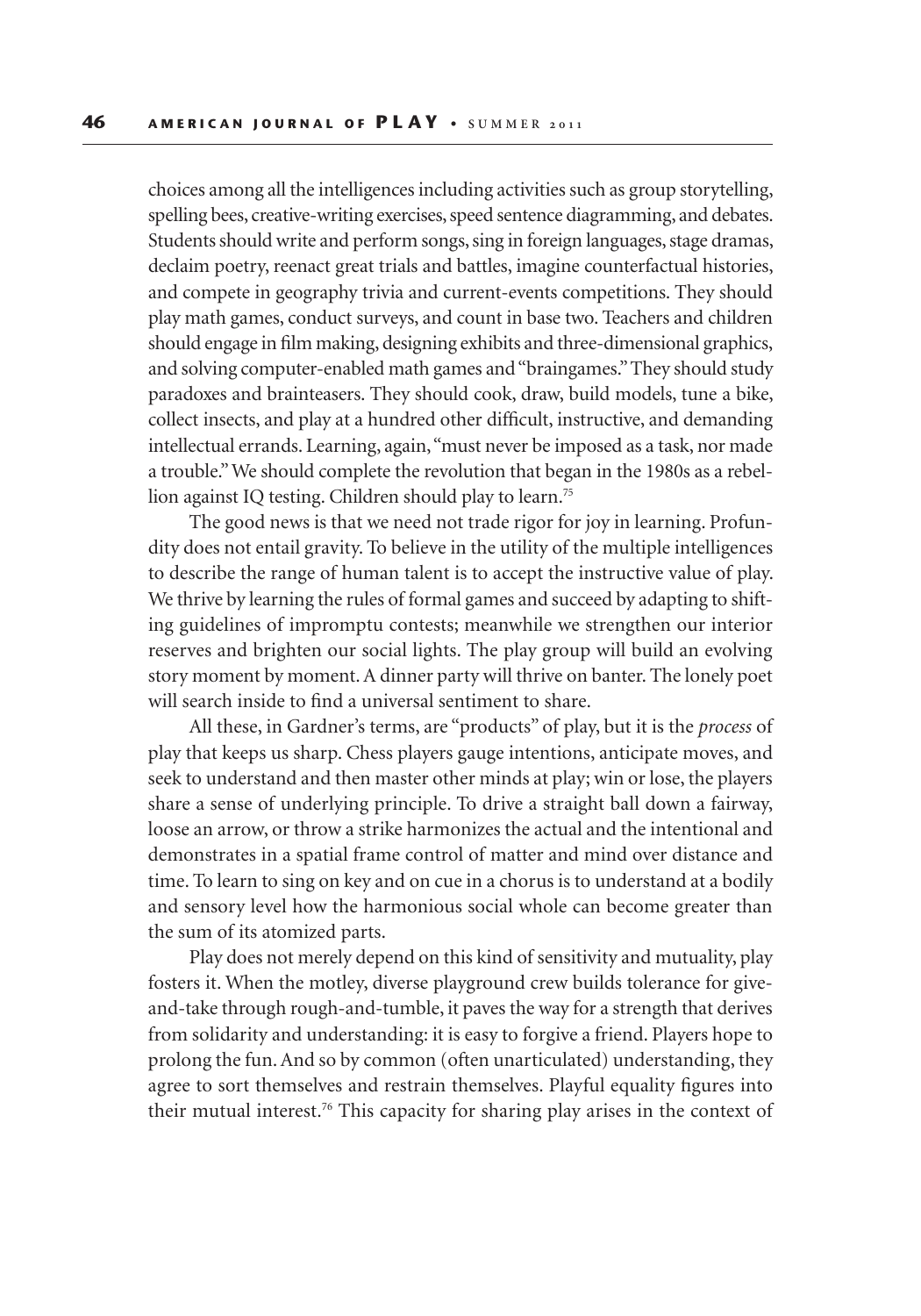choices among all the intelligences including activities such as group storytelling, spelling bees, creative-writing exercises, speed sentence diagramming, and debates. Students should write and perform songs, sing in foreign languages, stage dramas, declaim poetry, reenact great trials and battles, imagine counterfactual histories, and compete in geography trivia and current-events competitions. They should play math games, conduct surveys, and count in base two. Teachers and children should engage in film making, designing exhibits and three-dimensional graphics, and solving computer-enabled math games and "braingames." They should study paradoxes and brainteasers. They should cook, draw, build models, tune a bike, collect insects, and play at a hundred other difficult, instructive, and demanding intellectual errands. Learning, again, "must never be imposed as a task, nor made a trouble." We should complete the revolution that began in the 1980s as a rebellion against IQ testing. Children should play to learn.[75]

The good news is that we need not trade rigor for joy in learning. Profundity does not entail gravity. To believe in the utility of the multiple intelligences to describe the range of human talent is to accept the instructive value of play. We thrive by learning the rules of formal games and succeed by adapting to shifting guidelines of impromptu contests; meanwhile we strengthen our interior reserves and brighten our social lights. The play group will build an evolving story moment by moment. A dinner party will thrive on banter. The lonely poet will search inside to find a universal sentiment to share.

All these, in Gardner's terms, are "products" of play, but it is the *process* of play that keeps us sharp. Chess players gauge intentions, anticipate moves, and seek to understand and then master other minds at play; win or lose, the players share a sense of underlying principle. To drive a straight ball down a fairway, loose an arrow, or throw a strike harmonizes the actual and the intentional and demonstrates in a spatial frame control of matter and mind over distance and time. To learn to sing on key and on cue in a chorus is to understand at a bodily and sensory level how the harmonious social whole can become greater than the sum of its atomized parts.

Play does not merely depend on this kind of sensitivity and mutuality, play fosters it. When the motley, diverse playground crew builds tolerance for give-and-take through rough-and-tumble, it paves the way for a strength that derives from solidarity and understanding: it is easy to forgive a friend. Players hope to prolong the fun. And so by common (often unarticulated) understanding, they agree to sort themselves and restrain themselves. Playful equality figures into their mutual interest.[76] This capacity for sharing play arises in the context of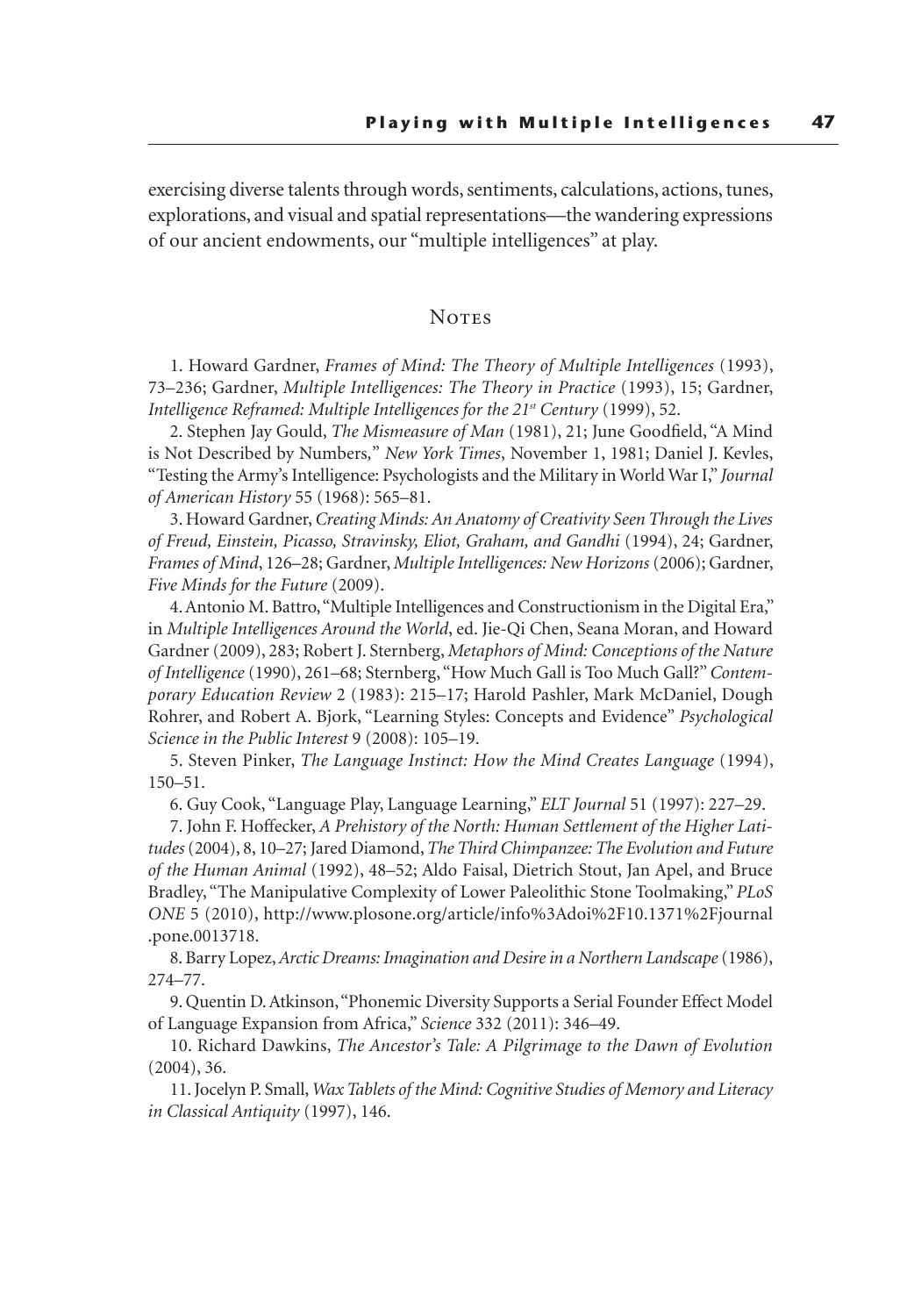exercising diverse talents through words, sentiments, calculations, actions, tunes, explorations, and visual and spatial representations—the wandering expressions of our ancient endowments, our "multiple intelligences" at play.

## Notes

1. Howard Gardner, *Frames of Mind: The Theory of Multiple Intelligences* (1993), 73–236; Gardner, *Multiple Intelligences: The Theory in Practice* (1993), 15; Gardner, *Intelligence Reframed: Multiple Intelligences for the 21st Century* (1999), 52.

2. Stephen Jay Gould, *The Mismeasure of Man* (1981), 21; June Goodfield, "A Mind is Not Described by Numbers," *New York Times*, November 1, 1981; Daniel J. Kevles, "Testing the Army's Intelligence: Psychologists and the Military in World War I," *Journal of American History* 55 (1968): 565–81.

3. Howard Gardner, *Creating Minds: An Anatomy of Creativity Seen Through the Lives of Freud, Einstein, Picasso, Stravinsky, Eliot, Graham, and Gandhi* (1994), 24; Gardner, *Frames of Mind*, 126–28; Gardner, *Multiple Intelligences: New Horizons* (2006); Gardner, *Five Minds for the Future* (2009).

4. Antonio M. Battro, "Multiple Intelligences and Constructionism in the Digital Era," in *Multiple Intelligences Around the World*, ed. Jie-Qi Chen, Seana Moran, and Howard Gardner (2009), 283; Robert J. Sternberg, *Metaphors of Mind: Conceptions of the Nature of Intelligence* (1990), 261–68; Sternberg, "How Much Gall is Too Much Gall?" *Contemporary Education Review* 2 (1983): 215–17; Harold Pashler, Mark McDaniel, Dough Rohrer, and Robert A. Bjork, "Learning Styles: Concepts and Evidence" *Psychological Science in the Public Interest* 9 (2008): 105–19.

5. Steven Pinker, *The Language Instinct: How the Mind Creates Language* (1994), 150–51.

6. Guy Cook, "Language Play, Language Learning," *ELT Journal* 51 (1997): 227–29.

7. John F. Hoffecker, *A Prehistory of the North: Human Settlement of the Higher Latitudes* (2004), 8, 10–27; Jared Diamond, *The Third Chimpanzee: The Evolution and Future of the Human Animal* (1992), 48–52; Aldo Faisal, Dietrich Stout, Jan Apel, and Bruce Bradley, "The Manipulative Complexity of Lower Paleolithic Stone Toolmaking," *PLoS ONE* 5 (2010), http://www.plosone.org/article/info%3Adoi%2F10.1371%2Fjournal.pone.0013718.

8. Barry Lopez, *Arctic Dreams: Imagination and Desire in a Northern Landscape* (1986), 274–77.

9. Quentin D. Atkinson, "Phonemic Diversity Supports a Serial Founder Effect Model of Language Expansion from Africa," *Science* 332 (2011): 346–49.

10. Richard Dawkins, *The Ancestor's Tale: A Pilgrimage to the Dawn of Evolution* (2004), 36.

11. Jocelyn P. Small, *Wax Tablets of the Mind: Cognitive Studies of Memory and Literacy in Classical Antiquity* (1997), 146.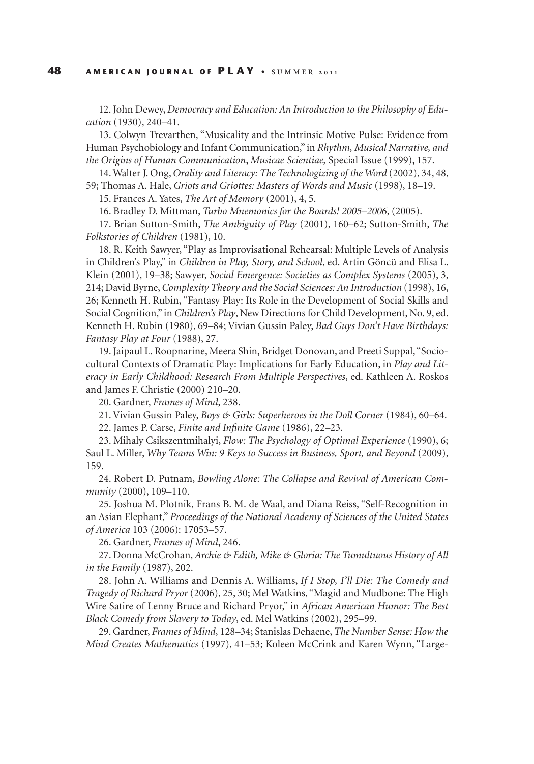12. John Dewey, *Democracy and Education: An Introduction to the Philosophy of Education* (1930), 240–41.

13. Colwyn Trevarthen, "Musicality and the Intrinsic Motive Pulse: Evidence from Human Psychobiology and Infant Communication," in *Rhythm, Musical Narrative, and the Origins of Human Communication*, *Musicae Scientiae,* Special Issue (1999), 157.

14. Walter J. Ong, *Orality and Literacy: The Technologizing of the Word* (2002), 34, 48, 59; Thomas A. Hale, *Griots and Griottes: Masters of Words and Music* (1998), 18–19.

15. Frances A. Yates, *The Art of Memory* (2001), 4, 5.

16. Bradley D. Mittman, *Turbo Mnemonics for the Boards! 2005–2006*, (2005).

17. Brian Sutton-Smith, *The Ambiguity of Play* (2001), 160–62; Sutton-Smith, *The Folkstories of Children* (1981), 10.

18. R. Keith Sawyer, "Play as Improvisational Rehearsal: Multiple Levels of Analysis in Children's Play," in *Children in Play, Story, and School*, ed. Artin Göncü and Elisa L. Klein (2001), 19–38; Sawyer, *Social Emergence: Societies as Complex Systems* (2005), 3, 214; David Byrne, *Complexity Theory and the Social Sciences: An Introduction* (1998), 16, 26; Kenneth H. Rubin, "Fantasy Play: Its Role in the Development of Social Skills and Social Cognition," in *Children's Play*, New Directions for Child Development, No. 9, ed. Kenneth H. Rubin (1980), 69–84; Vivian Gussin Paley, *Bad Guys Don't Have Birthdays: Fantasy Play at Four* (1988), 27.

19. Jaipaul L. Roopnarine, Meera Shin, Bridget Donovan, and Preeti Suppal, "Sociocultural Contexts of Dramatic Play: Implications for Early Education, in *Play and Literacy in Early Childhood: Research From Multiple Perspectives*, ed. Kathleen A. Roskos and James F. Christie (2000) 210–20.

20. Gardner, *Frames of Mind*, 238.

21. Vivian Gussin Paley, *Boys & Girls: Superheroes in the Doll Corner* (1984), 60–64.

22. James P. Carse, *Finite and Infinite Game* (1986), 22–23.

23. Mihaly Csikszentmihalyi, *Flow: The Psychology of Optimal Experience* (1990), 6; Saul L. Miller, *Why Teams Win: 9 Keys to Success in Business, Sport, and Beyond* (2009), 159.

24. Robert D. Putnam, *Bowling Alone: The Collapse and Revival of American Community* (2000), 109–110.

25. Joshua M. Plotnik, Frans B. M. de Waal, and Diana Reiss, "Self-Recognition in an Asian Elephant," *Proceedings of the National Academy of Sciences of the United States of America* 103 (2006): 17053–57.

26. Gardner, *Frames of Mind*, 246.

27. Donna McCrohan, *Archie & Edith, Mike & Gloria: The Tumultuous History of All in the Family* (1987), 202.

28. John A. Williams and Dennis A. Williams, *If I Stop, I'll Die: The Comedy and Tragedy of Richard Pryor* (2006), 25, 30; Mel Watkins, "Magid and Mudbone: The High Wire Satire of Lenny Bruce and Richard Pryor," in *African American Humor: The Best Black Comedy from Slavery to Today*, ed. Mel Watkins (2002), 295–99.

29. Gardner, *Frames of Mind*, 128–34; Stanislas Dehaene, *The Number Sense: How the Mind Creates Mathematics* (1997), 41–53; Koleen McCrink and Karen Wynn, "Large-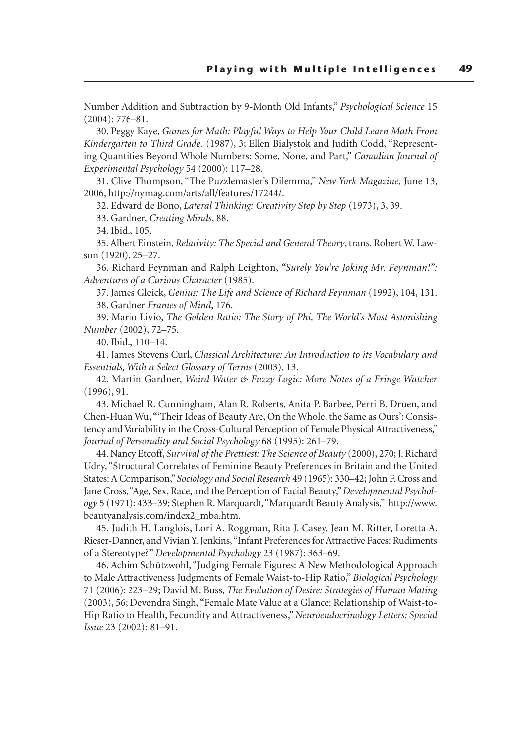Number Addition and Subtraction by 9-Month Old Infants," *Psychological Science* 15 (2004): 776–81.

30. Peggy Kaye, *Games for Math: Playful Ways to Help Your Child Learn Math From Kindergarten to Third Grade.* (1987), 3; Ellen Bialystok and Judith Codd, "Representing Quantities Beyond Whole Numbers: Some, None, and Part," *Canadian Journal of Experimental Psychology* 54 (2000): 117–28.

31. Clive Thompson, "The Puzzlemaster's Dilemma," *New York Magazine*, June 13, 2006, http://nymag.com/arts/all/features/17244/.

32. Edward de Bono, *Lateral Thinking: Creativity Step by Step* (1973), 3, 39.

33. Gardner, *Creating Minds*, 88.

34. Ibid., 105.

35. Albert Einstein, *Relativity: The Special and General Theory*, trans. Robert W. Lawson (1920), 25–27.

36. Richard Feynman and Ralph Leighton, *"Surely You're Joking Mr. Feynman!": Adventures of a Curious Character* (1985).

37. James Gleick, *Genius: The Life and Science of Richard Feynman* (1992), 104, 131.

38. Gardner *Frames of Mind*, 176.

39. Mario Livio, *The Golden Ratio: The Story of Phi, The World's Most Astonishing Number* (2002), 72–75.

40. Ibid., 110–14.

41. James Stevens Curl, *Classical Architecture: An Introduction to its Vocabulary and Essentials, With a Select Glossary of Terms* (2003), 13.

42. Martin Gardner, *Weird Water & Fuzzy Logic: More Notes of a Fringe Watcher* (1996), 91.

43. Michael R. Cunningham, Alan R. Roberts, Anita P. Barbee, Perri B. Druen, and Chen-Huan Wu, "'Their Ideas of Beauty Are, On the Whole, the Same as Ours': Consistency and Variability in the Cross-Cultural Perception of Female Physical Attractiveness," *Journal of Personality and Social Psychology* 68 (1995): 261–79.

44. Nancy Etcoff, *Survival of the Prettiest: The Science of Beauty* (2000), 270; J. Richard Udry, "Structural Correlates of Feminine Beauty Preferences in Britain and the United States: A Comparison," *Sociology and Social Research* 49 (1965): 330–42; John F. Cross and Jane Cross, "Age, Sex, Race, and the Perception of Facial Beauty," *Developmental Psychology* 5 (1971): 433–39; Stephen R. Marquardt, "Marquardt Beauty Analysis," http://www.beautyanalysis.com/index2_mba.htm.

45. Judith H. Langlois, Lori A. Roggman, Rita J. Casey, Jean M. Ritter, Loretta A. Rieser-Danner, and Vivian Y. Jenkins, "Infant Preferences for Attractive Faces: Rudiments of a Stereotype?" *Developmental Psychology* 23 (1987): 363–69.

46. Achim Schützwohl, "Judging Female Figures: A New Methodological Approach to Male Attractiveness Judgments of Female Waist-to-Hip Ratio," *Biological Psychology* 71 (2006): 223–29; David M. Buss, *The Evolution of Desire: Strategies of Human Mating* (2003), 56; Devendra Singh, "Female Mate Value at a Glance: Relationship of Waist-to-Hip Ratio to Health, Fecundity and Attractiveness," *Neuroendocrinology Letters: Special Issue* 23 (2002): 81–91.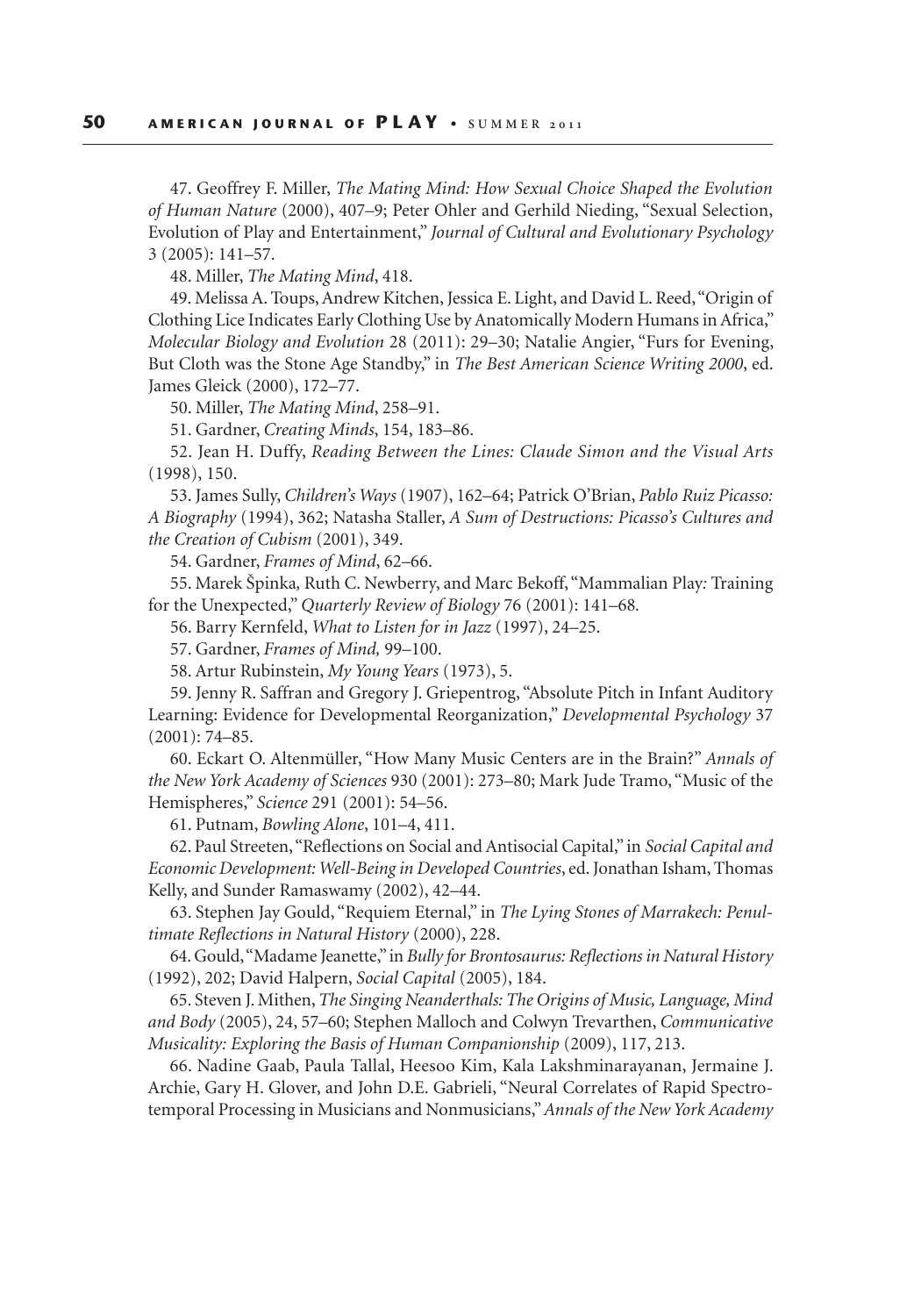47. Geoffrey F. Miller, *The Mating Mind: How Sexual Choice Shaped the Evolution of Human Nature* (2000), 407–9; Peter Ohler and Gerhild Nieding, "Sexual Selection, Evolution of Play and Entertainment," *Journal of Cultural and Evolutionary Psychology* 3 (2005): 141–57.

48. Miller, *The Mating Mind*, 418.

49. Melissa A. Toups, Andrew Kitchen, Jessica E. Light, and David L. Reed, "Origin of Clothing Lice Indicates Early Clothing Use by Anatomically Modern Humans in Africa," *Molecular Biology and Evolution* 28 (2011): 29–30; Natalie Angier, "Furs for Evening, But Cloth was the Stone Age Standby," in *The Best American Science Writing 2000*, ed. James Gleick (2000), 172–77.

50. Miller, *The Mating Mind*, 258–91.

51. Gardner, *Creating Minds*, 154, 183–86.

52. Jean H. Duffy, *Reading Between the Lines: Claude Simon and the Visual Arts* (1998), 150.

53. James Sully, *Children's Ways* (1907), 162–64; Patrick O'Brian, *Pablo Ruiz Picasso: A Biography* (1994), 362; Natasha Staller, *A Sum of Destructions: Picasso's Cultures and the Creation of Cubism* (2001), 349.

54. Gardner, *Frames of Mind*, 62–66.

55. Marek Špinka, Ruth C. Newberry, and Marc Bekoff, "Mammalian Play: Training for the Unexpected," *Quarterly Review of Biology* 76 (2001): 141–68.

56. Barry Kernfeld, *What to Listen for in Jazz* (1997), 24–25.

57. Gardner, *Frames of Mind,* 99–100.

58. Artur Rubinstein, *My Young Years* (1973), 5.

59. Jenny R. Saffran and Gregory J. Griepentrog, "Absolute Pitch in Infant Auditory Learning: Evidence for Developmental Reorganization," *Developmental Psychology* 37 (2001): 74–85.

60. Eckart O. Altenmüller, "How Many Music Centers are in the Brain?" *Annals of the New York Academy of Sciences* 930 (2001): 273–80; Mark Jude Tramo, "Music of the Hemispheres," *Science* 291 (2001): 54–56.

61. Putnam, *Bowling Alone*, 101–4, 411.

62. Paul Streeten, "Reflections on Social and Antisocial Capital," in *Social Capital and Economic Development: Well-Being in Developed Countries*, ed. Jonathan Isham, Thomas Kelly, and Sunder Ramaswamy (2002), 42–44.

63. Stephen Jay Gould, "Requiem Eternal," in *The Lying Stones of Marrakech: Penultimate Reflections in Natural History* (2000), 228.

64. Gould, "Madame Jeanette," in *Bully for Brontosaurus: Reflections in Natural History* (1992), 202; David Halpern, *Social Capital* (2005), 184.

65. Steven J. Mithen, *The Singing Neanderthals: The Origins of Music, Language, Mind and Body* (2005), 24, 57–60; Stephen Malloch and Colwyn Trevarthen, *Communicative Musicality: Exploring the Basis of Human Companionship* (2009), 117, 213.

66. Nadine Gaab, Paula Tallal, Heesoo Kim, Kala Lakshminarayanan, Jermaine J. Archie, Gary H. Glover, and John D.E. Gabrieli, "Neural Correlates of Rapid Spectrotemporal Processing in Musicians and Nonmusicians," *Annals of the New York Academy*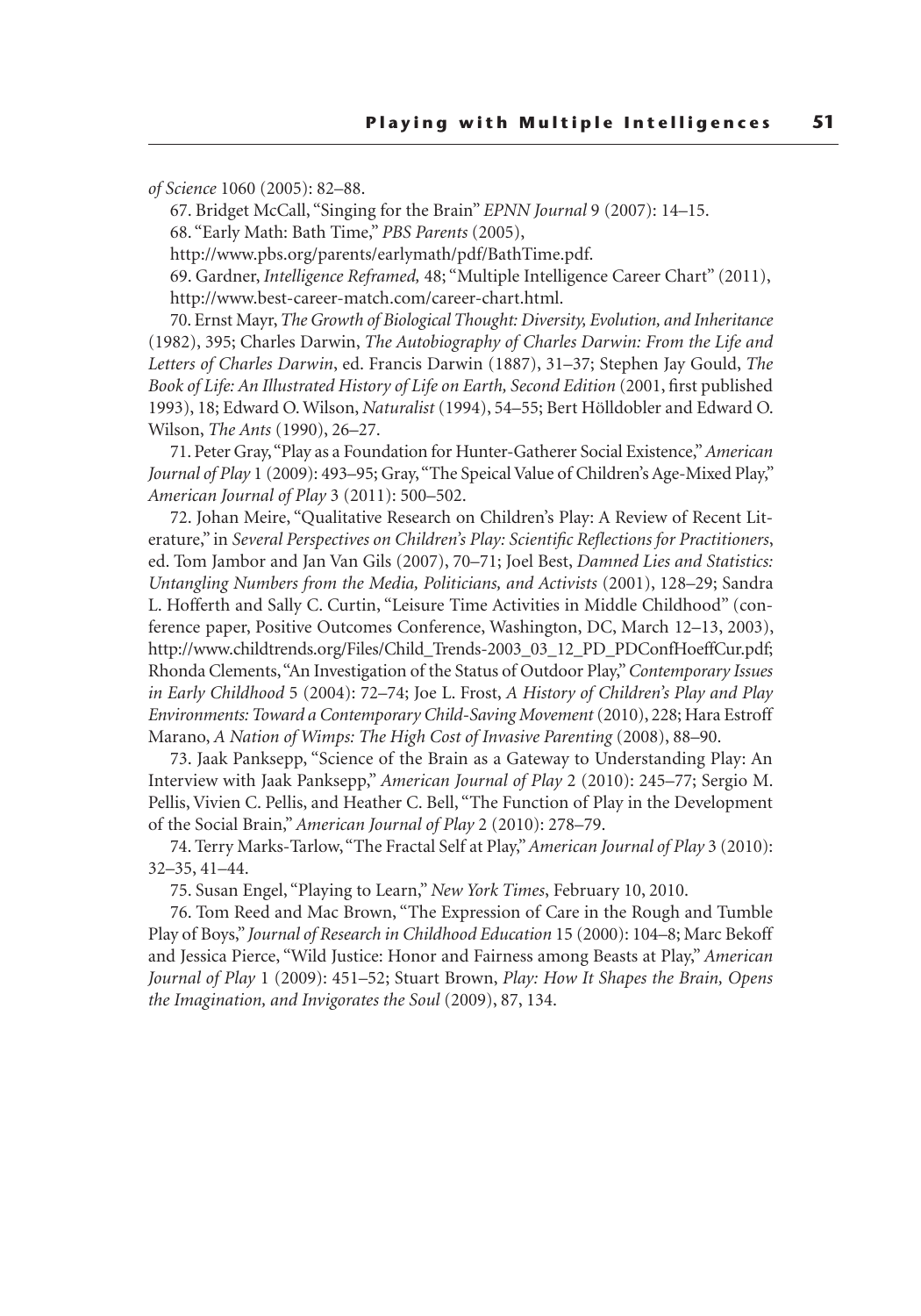*of Science* 1060 (2005): 82–88.

67. Bridget McCall, "Singing for the Brain" *EPNN Journal* 9 (2007): 14–15.

68. "Early Math: Bath Time," *PBS Parents* (2005), http://www.pbs.org/parents/earlymath/pdf/BathTime.pdf.

69. Gardner, *Intelligence Reframed,* 48; "Multiple Intelligence Career Chart" (2011), http://www.best-career-match.com/career-chart.html.

70. Ernst Mayr, *The Growth of Biological Thought: Diversity, Evolution, and Inheritance* (1982), 395; Charles Darwin, *The Autobiography of Charles Darwin: From the Life and Letters of Charles Darwin*, ed. Francis Darwin (1887), 31–37; Stephen Jay Gould, *The Book of Life: An Illustrated History of Life on Earth, Second Edition* (2001, first published 1993), 18; Edward O. Wilson, *Naturalist* (1994), 54–55; Bert Hölldobler and Edward O. Wilson, *The Ants* (1990), 26–27.

71. Peter Gray, "Play as a Foundation for Hunter-Gatherer Social Existence," *American Journal of Play* 1 (2009): 493–95; Gray, "The Speical Value of Children's Age-Mixed Play," *American Journal of Play* 3 (2011): 500–502.

72. Johan Meire, "Qualitative Research on Children's Play: A Review of Recent Literature," in *Several Perspectives on Children's Play: Scientific Reflections for Practitioners*, ed. Tom Jambor and Jan Van Gils (2007), 70–71; Joel Best, *Damned Lies and Statistics: Untangling Numbers from the Media, Politicians, and Activists* (2001), 128–29; Sandra L. Hofferth and Sally C. Curtin, "Leisure Time Activities in Middle Childhood" (conference paper, Positive Outcomes Conference, Washington, DC, March 12–13, 2003), http://www.childtrends.org/Files/Child_Trends-2003_03_12_PD_PDConfHoeffCur.pdf; Rhonda Clements, "An Investigation of the Status of Outdoor Play," *Contemporary Issues in Early Childhood* 5 (2004): 72–74; Joe L. Frost, *A History of Children's Play and Play Environments: Toward a Contemporary Child-Saving Movement* (2010), 228; Hara Estroff Marano, *A Nation of Wimps: The High Cost of Invasive Parenting* (2008), 88–90.

73. Jaak Panksepp, "Science of the Brain as a Gateway to Understanding Play: An Interview with Jaak Panksepp," *American Journal of Play* 2 (2010): 245–77; Sergio M. Pellis, Vivien C. Pellis, and Heather C. Bell, "The Function of Play in the Development of the Social Brain," *American Journal of Play* 2 (2010): 278–79.

74. Terry Marks-Tarlow, "The Fractal Self at Play," *American Journal of Play* 3 (2010): 32–35, 41–44.

75. Susan Engel, "Playing to Learn," *New York Times*, February 10, 2010.

76. Tom Reed and Mac Brown, "The Expression of Care in the Rough and Tumble Play of Boys," *Journal of Research in Childhood Education* 15 (2000): 104–8; Marc Bekoff and Jessica Pierce, "Wild Justice: Honor and Fairness among Beasts at Play," *American Journal of Play* 1 (2009): 451–52; Stuart Brown, *Play: How It Shapes the Brain, Opens the Imagination, and Invigorates the Soul* (2009), 87, 134.